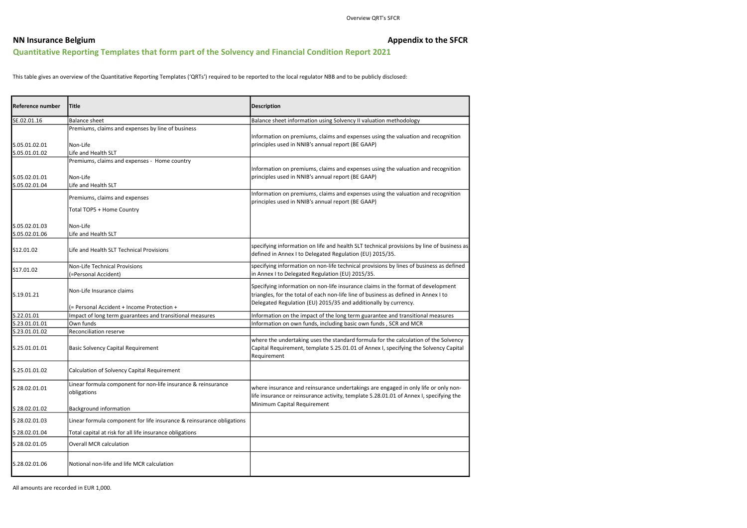Overview QRT's SFCR

**NN Insurance Belgium** **Appendix to the SFCR**

## Quantitative Reporting Templates that form part of the Solvency and Financial Condition Report 2021

This table gives an overview of the Quantitative Reporting Templates ('QRTs') required to be reported to the local regulator NBB and to be publicly disclosed:

| Reference number | Title | Description |
|---|---|---|
| SE.02.01.16 | Balance sheet | Balance sheet information using Solvency II valuation methodology |
| | Premiums, claims and expenses by line of business | Information on premiums, claims and expenses using the valuation and recognition principles used in NNIB's annual report (BE GAAP) |
| S.05.01.02.01 | Non-Life | |
| S.05.01.02.02 | Life and Health SLT | |
| | Premiums, claims and expenses - Home country | Information on premiums, claims and expenses using the valuation and recognition principles used in NNIB's annual report (BE GAAP) |
| S.05.02.01.01 | Non-Life | |
| S.05.02.01.04 | Life and Health SLT | |
| | Premiums, claims and expenses<br>Total TOP5 + Home Country | Information on premiums, claims and expenses using the valuation and recognition principles used in NNIB's annual report (BE GAAP) |
| S.05.02.01.03 | Non-Life | |
| S.05.02.01.06 | Life and Health SLT | |
| S12.01.02 | Life and Health SLT Technical Provisions | specifying information on life and health SLT technical provisions by line of business as defined in Annex I to Delegated Regulation (EU) 2015/35. |
| S17.01.02 | Non-Life Technical Provisions<br>(=Personal Accident) | specifying information on non-life technical provisions by lines of business as defined in Annex I to Delegated Regulation (EU) 2015/35. |
| S.19.01.21 | Non-Life Insurance claims<br>(= Personal Accident + Income Protection + | Specifying information on non-life insurance claims in the format of development triangles, for the total of each non-life line of business as defined in Annex I to Delegated Regulation (EU) 2015/35 and additionally by currency. |
| S.22.01.01 | Impact of long term guarantees and transitional measures | Information on the impact of the long term guarantee and transitional measures |
| S.23.01.01.01 | Own funds | Information on own funds, including basic own funds , SCR and MCR |
| S.23.01.01.02 | Reconciliation reserve | |
| S.25.01.01.01 | Basic Solvency Capital Requirement | where the undertaking uses the standard formula for the calculation of the Solvency Capital Requirement, template S.25.01.01 of Annex I, specifying the Solvency Capital Requirement |
| S.25.01.01.02 | Calculation of Solvency Capital Requirement | |
| S 28.02.01.01 | Linear formula component for non-life insurance & reinsurance obligations | where insurance and reinsurance undertakings are engaged in only life or only non-life insurance or reinsurance activity, template S.28.01.01 of Annex I, specifying the Minimum Capital Requirement |
| S 28.02.01.02 | Background information | |
| S 28.02.01.03 | Linear formula component for life insurance & reinsurance obligations | |
| S 28.02.01.04 | Total capital at risk for all life insurance obligations | |
| S 28.02.01.05 | Overall MCR calculation | |
| S.28.02.01.06 | Notional non-life and life MCR calculation | |

All amounts are recorded in EUR 1,000.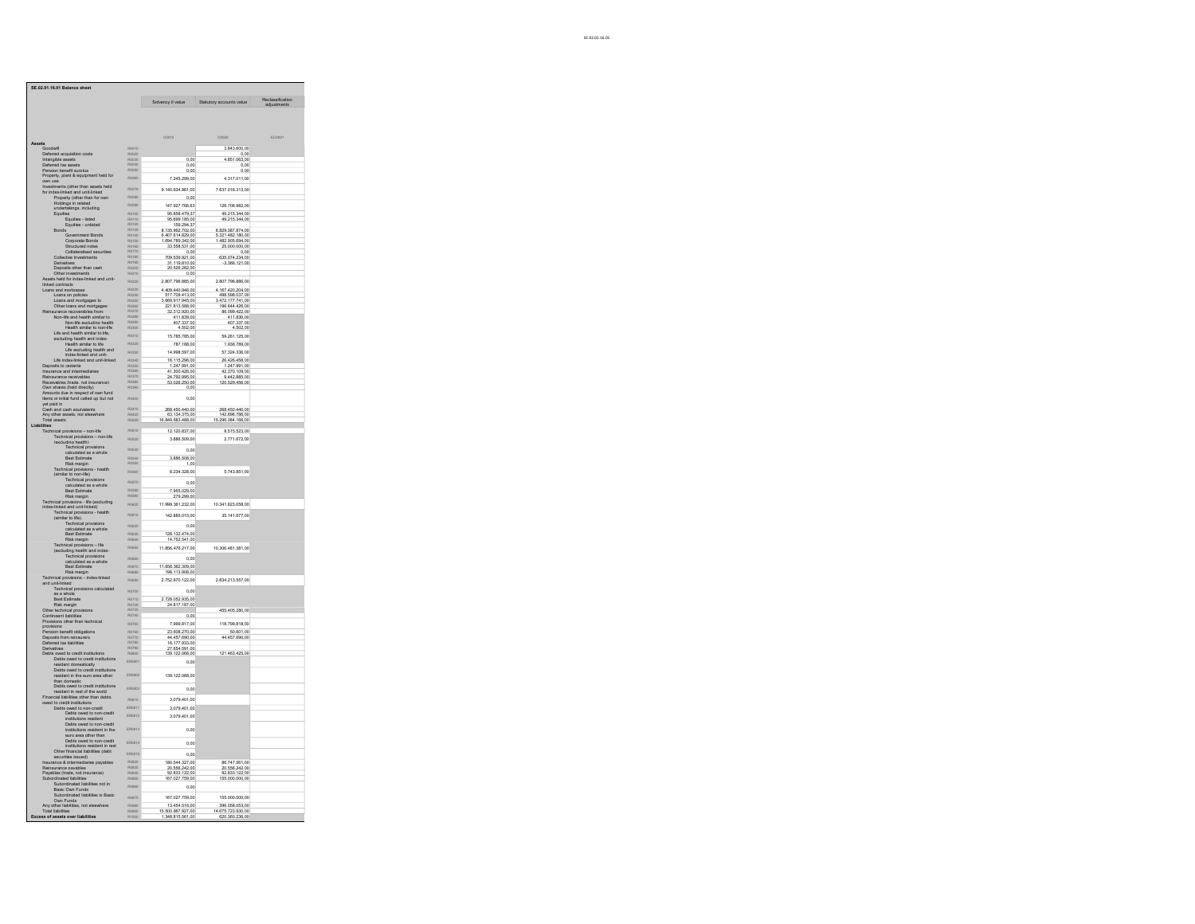## SE.02.01.16.01 Balance sheet

| | | Solvency II value | Statutory accounts value | Reclassification adjustments |
|---|---|---|---|---|
| | | C0010 | C0020 | EC0021 |
| **Assets** | | | | |
| Goodwill | R0010 | | 3.843.600,00 | |
| Deferred acquisition costs | R0020 | | 0,00 | |
| Intangible assets | R0030 | 0,00 | 4.851.063,00 | |
| Deferred tax assets | R0040 | 0,00 | 0,00 | |
| Pension benefit surplus | R0050 | 0,00 | 0,00 | |
| Property, plant & equipment held for own use | R0060 | 7.245.299,00 | 4.317.011,00 | |
| Investments (other than assets held for index-linked and unit-linked | R0070 | 9.140.934.961,00 | 7.637.018.313,00 | |
| Property (other than for own | R0080 | 0,00 | | |
| Holdings in related undertakings, including | R0090 | 147.927.766,63 | 126.706.982,00 | |
| Equities | R0100 | 95.858.479,37 | 49.215.344,00 | |
| Equities - listed | R0110 | 95.699.185,00 | 49.215.344,00 | |
| Equities - unlisted | R0120 | 159.294,37 | | |
| Bonds | R0130 | 8.135.962.702,00 | 6.829.387.874,00 | |
| Government Bonds | R0140 | 6.407.614.829,00 | 5.321.482.180,00 | |
| Corporate Bonds | R0150 | 1.694.789.342,00 | 1.482.905.694,00 | |
| Structured notes | R0160 | 33.558.531,00 | 25.000.000,00 | |
| Collateralised securities | R0170 | 0,00 | 0,00 | |
| Collective Investments | R0180 | 709.539.921,00 | 635.074.234,00 | |
| Derivatives | R0190 | 31.119.810,00 | -3.366.121,00 | |
| Deposits other than cash | R0200 | 20.526.282,00 | | |
| Other investments | R0210 | 0,00 | | |
| Assets held for index-linked and unit-linked contracts | R0220 | 2.807.796.885,00 | 2.807.796.886,00 | |
| Loans and mortgages | R0230 | 4.409.440.946,00 | 4.167.420.204,00 | |
| Loans on policies | R0240 | 517.709.413,00 | 498.598.037,00 | |
| Loans and mortgages to | R0250 | 3.669.917.945,00 | 3.472.177.741,00 | |
| Other loans and mortgages | R0260 | 221.813.588,00 | 196.644.426,00 | |
| Reinsurance recoverables from: | R0270 | 32.312.920,00 | 86.099.422,00 | |
| Non-life and health similar to | R0280 | 411.839,00 | 411.839,00 | |
| Non-life excluding health | R0290 | 407.337,00 | 407.337,00 | |
| Health similar to non-life | R0300 | 4.502,00 | 4.502,00 | |
| Life and health similar to life, excluding health and index- | R0310 | 15.785.785,00 | 59.261.125,00 | |
| Health similar to life | R0320 | 787.188,00 | 1.936.789,00 | |
| Life excluding health and index-linked and unit- | R0330 | 14.998.597,00 | 57.324.336,00 | |
| Life index-linked and unit-linked | R0340 | 16.115.296,00 | 26.426.458,00 | |
| Deposits to cedants | R0350 | 1.247.991,00 | 1.247.991,00 | |
| Insurance and intermediaries | R0360 | 41.300.426,00 | 42.370.109,00 | |
| Reinsurance receivables | R0370 | 24.792.995,00 | 9.442.885,00 | |
| Receivables (trade, not insurance) | R0380 | 53.026.250,00 | 120.529.456,00 | |
| Own shares (held directly) | R0390 | 0,00 | | |
| Amounts due in respect of own fund items or initial fund called up but not yet paid in | R0400 | 0,00 | | |
| Cash and cash equivalents | R0410 | 268.450.440,00 | 268.450.440,00 | |
| Any other assets, not elsewhere | R0420 | 63.134.375,00 | 142.696.786,00 | |
| Total assets | R0500 | 16.849.683.488,00 | 15.296.084.166,00 | |
| **Liabilities** | | | | |
| Technical provisions – non-life | R0510 | 12.120.837,00 | 8.515.523,00 | |
| Technical provisions – non-life (excluding health) | R0520 | 3.886.509,00 | 2.771.672,00 | |
| Technical provisions calculated as a whole | R0530 | 0,00 | | |
| Best Estimate | R0540 | 3.886.508,00 | | |
| Risk margin | R0550 | 1,00 | | |
| Technical provisions - health (similar to non-life) | R0560 | 8.234.328,00 | 5.743.851,00 | |
| Technical provisions calculated as a whole | R0570 | 0,00 | | |
| Best Estimate | R0580 | 7.955.029,00 | | |
| Risk margin | R0590 | 279.299,00 | | |
| Technical provisions - life (excluding index-linked and unit-linked) | R0600 | 11.999.361.232,00 | 10.341.623.058,00 | |
| Technical provisions - health (similar to life) | R0610 | 142.885.015,00 | 35.141.677,00 | |
| Technical provisions calculated as a whole | R0620 | 0,00 | | |
| Best Estimate | R0630 | 128.132.474,00 | | |
| Risk margin | R0640 | 14.752.541,00 | | |
| Technical provisions – life (excluding health and index- | R0650 | 11.856.476.217,00 | 10.306.481.381,00 | |
| Technical provisions calculated as a whole | R0660 | 0,00 | | |
| Best Estimate | R0670 | 11.658.362.309,00 | | |
| Risk margin | R0680 | 198.113.908,00 | | |
| Technical provisions – index-linked and unit-linked | R0690 | 2.752.870.122,00 | 2.834.213.557,00 | |
| Technical provisions calculated as a whole | R0700 | 0,00 | | |
| Best Estimate | R0710 | 2.728.052.935,00 | | |
| Risk margin | R0720 | 24.817.187,00 | | |
| Other technical provisions | R0730 | | 455.405.280,00 | |
| Contingent liabilities | R0740 | 0,00 | | |
| Provisions other than technical provisions | R0750 | 7.999.817,00 | 118.799.818,00 | |
| Pension benefit obligations | R0760 | 23.608.270,00 | 50.601,00 | |
| Deposits from reinsurers | R0770 | 44.457.690,00 | 44.457.690,00 | |
| Deferred tax liabilities | R0780 | 16.177.933,00 | | |
| Derivatives | R0790 | 27.654.591,00 | | |
| Debts owed to credit institutions | R0800 | 139.122.068,00 | 121.463.425,00 | |
| Debts owed to credit institutions resident domestically | ER0801 | 0,00 | | |
| Debts owed to credit institutions resident in the euro area other than domestic | ER0802 | 139.122.068,00 | | |
| Debts owed to credit institutions resident in rest of the world | ER0803 | 0,00 | | |
| Financial liabilities other than debts owed to credit institutions | R0810 | 3.079.401,00 | | |
| Debts owed to non-credit | ER0811 | 3.079.401,00 | | |
| Debts owed to non-credit institutions resident | ER0812 | 3.079.401,00 | | |
| Debts owed to non-credit institutions resident in the euro area other than | ER0813 | 0,00 | | |
| Debts owed to non-credit institutions resident in rest | ER0814 | 0,00 | | |
| Other financial liabilities (debt securities issued) | ER0815 | 0,00 | | |
| Insurance & intermediaries payables | R0820 | 160.544.327,00 | 86.747.561,00 | |
| Reinsurance payables | R0830 | 20.556.242,00 | 20.556.242,00 | |
| Payables (trade, not insurance) | R0840 | 92.833.122,00 | 92.833.122,00 | |
| Subordinated liabilities | R0850 | 167.027.759,00 | 155.000.000,00 | |
| Subordinated liabilities not in Basic Own Funds | R0860 | 0,00 | | |
| Subordinated liabilities in Basic Own Funds | R0870 | 167.027.759,00 | 155.000.000,00 | |
| Any other liabilities, not elsewhere | R0880 | 13.454.516,00 | 396.058.053,00 | |
| Total liabilities | R0900 | 15.500.867.927,00 | 14.675.723.930,00 | |
| **Excess of assets over liabilities** | R1000 | 1.348.815.561,00 | 620.360.236,00 | |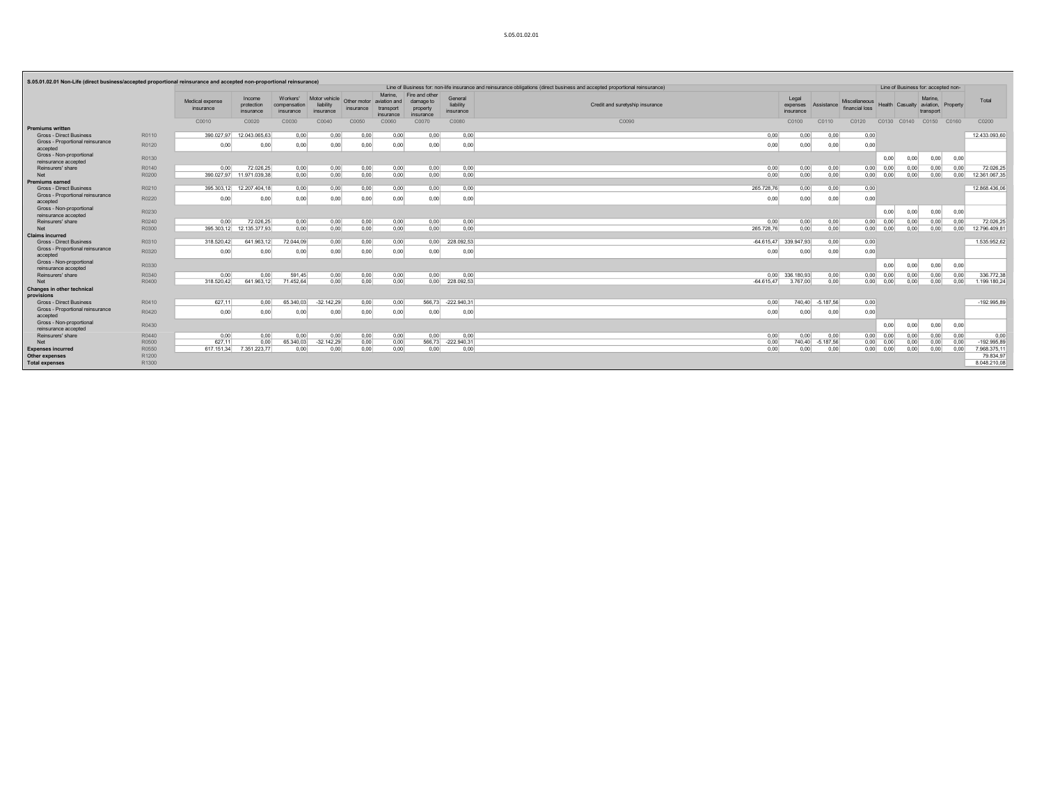## S.05.01.02.01 Non-Life (direct business/accepted proportional reinsurance and accepted non-proportional reinsurance)

| | | Line of Business for: non-life insurance and reinsurance obligations (direct business and accepted proportional reinsurance) | | | | | | | | | | | | Line of Business for: accepted non- | | | | |
|---|---|---|---|---|---|---|---|---|---|---|---|---|---|---|---|---|---|---|
| | | Medical expense insurance | Income protection insurance | Workers' compensation insurance | Motor vehicle liability insurance | Other motor insurance | Marine, aviation and transport insurance | Fire and other damage to property insurance | General liability insurance | Credit and suretyship insurance | Legal expenses insurance | Assistance | Miscellaneous financial loss | Health | Casualty | Marine, aviation, transport | Property | Total |
| | | C0010 | C0020 | C0030 | C0040 | C0050 | C0060 | C0070 | C0080 | C0090 | C0100 | C0110 | C0120 | C0130 | C0140 | C0150 | C0160 | C0200 |
| **Premiums written** | | | | | | | | | | | | | | | | | | |
| Gross - Direct Business | R0110 | 390.027,97 | 12.043.065,63 | 0,00 | 0,00 | 0,00 | 0,00 | 0,00 | 0,00 | 0,00 | 0,00 | 0,00 | 0,00 | | | | | 12.433.093,60 |
| Gross - Proportional reinsurance accepted | R0120 | 0,00 | 0,00 | 0,00 | 0,00 | 0,00 | 0,00 | 0,00 | 0,00 | 0,00 | 0,00 | 0,00 | 0,00 | | | | | |
| Gross - Non-proportional reinsurance accepted | R0130 | | | | | | | | | | | | | 0,00 | 0,00 | 0,00 | 0,00 | |
| Reinsurers' share | R0140 | 0,00 | 72.026,25 | 0,00 | 0,00 | 0,00 | 0,00 | 0,00 | 0,00 | 0,00 | 0,00 | 0,00 | 0,00 | 0,00 | 0,00 | 0,00 | 0,00 | 72.026,25 |
| Net | R0200 | 390.027,97 | 11.971.039,38 | 0,00 | 0,00 | 0,00 | 0,00 | 0,00 | 0,00 | 0,00 | 0,00 | 0,00 | 0,00 | 0,00 | 0,00 | 0,00 | 0,00 | 12.361.067,35 |
| **Premiums earned** | | | | | | | | | | | | | | | | | | |
| Gross - Direct Business | R0210 | 395.303,12 | 12.207.404,18 | 0,00 | 0,00 | 0,00 | 0,00 | 0,00 | 0,00 | 265.728,76 | 0,00 | 0,00 | 0,00 | | | | | 12.868.436,06 |
| Gross - Proportional reinsurance accepted | R0220 | 0,00 | 0,00 | 0,00 | 0,00 | 0,00 | 0,00 | 0,00 | 0,00 | 0,00 | 0,00 | 0,00 | 0,00 | | | | | |
| Gross - Non-proportional reinsurance accepted | R0230 | | | | | | | | | | | | | 0,00 | 0,00 | 0,00 | 0,00 | |
| Reinsurers' share | R0240 | 0,00 | 72.026,25 | 0,00 | 0,00 | 0,00 | 0,00 | 0,00 | 0,00 | 0,00 | 0,00 | 0,00 | 0,00 | 0,00 | 0,00 | 0,00 | 0,00 | 72.026,25 |
| Net | R0300 | 395.303,12 | 12.135.377,93 | 0,00 | 0,00 | 0,00 | 0,00 | 0,00 | 0,00 | 265.728,76 | 0,00 | 0,00 | 0,00 | 0,00 | 0,00 | 0,00 | 0,00 | 12.796.409,81 |
| **Claims incurred** | | | | | | | | | | | | | | | | | | |
| Gross - Direct Business | R0310 | 318.520,42 | 641.963,12 | 72.044,09 | 0,00 | 0,00 | 0,00 | 0,00 | 228.092,53 | -64.615,47 | 339.947,93 | 0,00 | 0,00 | | | | | 1.535.952,62 |
| Gross - Proportional reinsurance accepted | R0320 | 0,00 | 0,00 | 0,00 | 0,00 | 0,00 | 0,00 | 0,00 | 0,00 | 0,00 | 0,00 | 0,00 | 0,00 | | | | | |
| Gross - Non-proportional reinsurance accepted | R0330 | | | | | | | | | | | | | 0,00 | 0,00 | 0,00 | 0,00 | |
| Reinsurers' share | R0340 | 0,00 | 0,00 | 591,45 | 0,00 | 0,00 | 0,00 | 0,00 | 0,00 | 0,00 | 336.180,93 | 0,00 | 0,00 | 0,00 | 0,00 | 0,00 | 0,00 | 336.772,38 |
| Net | R0400 | 318.520,42 | 641.963,12 | 71.452,64 | 0,00 | 0,00 | 0,00 | 0,00 | 228.092,53 | -64.615,47 | 3.767,00 | 0,00 | 0,00 | 0,00 | 0,00 | 0,00 | 0,00 | 1.199.180,24 |
| **Changes in other technical provisions** | | | | | | | | | | | | | | | | | | |
| Gross - Direct Business | R0410 | 627,11 | 0,00 | 65.340,03 | -32.142,29 | 0,00 | 0,00 | 566,73 | -222.940,31 | 0,00 | 740,40 | -5.187,56 | 0,00 | | | | | -192.995,89 |
| Gross - Proportional reinsurance accepted | R0420 | 0,00 | 0,00 | 0,00 | 0,00 | 0,00 | 0,00 | 0,00 | 0,00 | 0,00 | 0,00 | 0,00 | 0,00 | | | | | |
| Gross - Non-proportional reinsurance accepted | R0430 | | | | | | | | | | | | | 0,00 | 0,00 | 0,00 | 0,00 | |
| Reinsurers' share | R0440 | 0,00 | 0,00 | 0,00 | 0,00 | 0,00 | 0,00 | 0,00 | 0,00 | 0,00 | 0,00 | 0,00 | 0,00 | 0,00 | 0,00 | 0,00 | 0,00 | 0,00 |
| Net | R0500 | 627,11 | 0,00 | 65.340,03 | -32.142,29 | 0,00 | 0,00 | 566,73 | -222.940,31 | 0,00 | 740,40 | -5.187,56 | 0,00 | 0,00 | 0,00 | 0,00 | 0,00 | -192.995,89 |
| **Expenses incurred** | R0550 | 617.151,34 | 7.351.223,77 | 0,00 | 0,00 | 0,00 | 0,00 | 0,00 | 0,00 | 0,00 | 0,00 | 0,00 | 0,00 | 0,00 | 0,00 | 0,00 | 0,00 | 7.968.375,11 |
| **Other expenses** | R1200 | | | | | | | | | | | | | | | | | 79.834,97 |
| **Total expenses** | R1300 | | | | | | | | | | | | | | | | | 8.048.210,08 |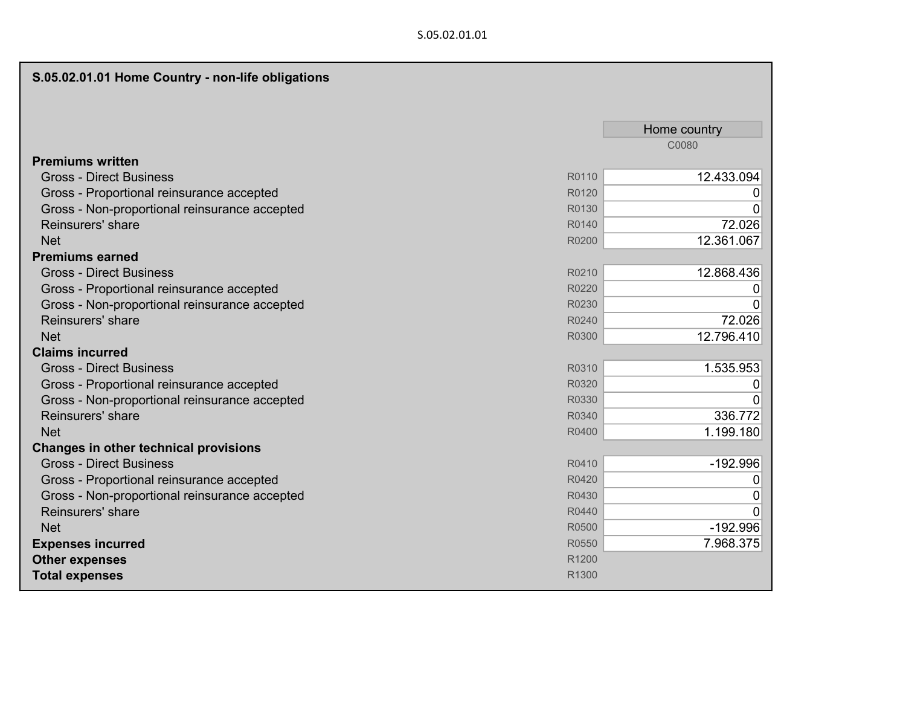S.05.02.01.01

## S.05.02.01.01 Home Country - non-life obligations

| | | Home country |
|---|---|---|
| | | C0080 |
| **Premiums written** | | |
| Gross - Direct Business | R0110 | 12.433.094 |
| Gross - Proportional reinsurance accepted | R0120 | 0 |
| Gross - Non-proportional reinsurance accepted | R0130 | 0 |
| Reinsurers' share | R0140 | 72.026 |
| Net | R0200 | 12.361.067 |
| **Premiums earned** | | |
| Gross - Direct Business | R0210 | 12.868.436 |
| Gross - Proportional reinsurance accepted | R0220 | 0 |
| Gross - Non-proportional reinsurance accepted | R0230 | 0 |
| Reinsurers' share | R0240 | 72.026 |
| Net | R0300 | 12.796.410 |
| **Claims incurred** | | |
| Gross - Direct Business | R0310 | 1.535.953 |
| Gross - Proportional reinsurance accepted | R0320 | 0 |
| Gross - Non-proportional reinsurance accepted | R0330 | 0 |
| Reinsurers' share | R0340 | 336.772 |
| Net | R0400 | 1.199.180 |
| **Changes in other technical provisions** | | |
| Gross - Direct Business | R0410 | -192.996 |
| Gross - Proportional reinsurance accepted | R0420 | 0 |
| Gross - Non-proportional reinsurance accepted | R0430 | 0 |
| Reinsurers' share | R0440 | 0 |
| Net | R0500 | -192.996 |
| **Expenses incurred** | R0550 | 7.968.375 |
| **Other expenses** | R1200 | |
| **Total expenses** | R1300 | |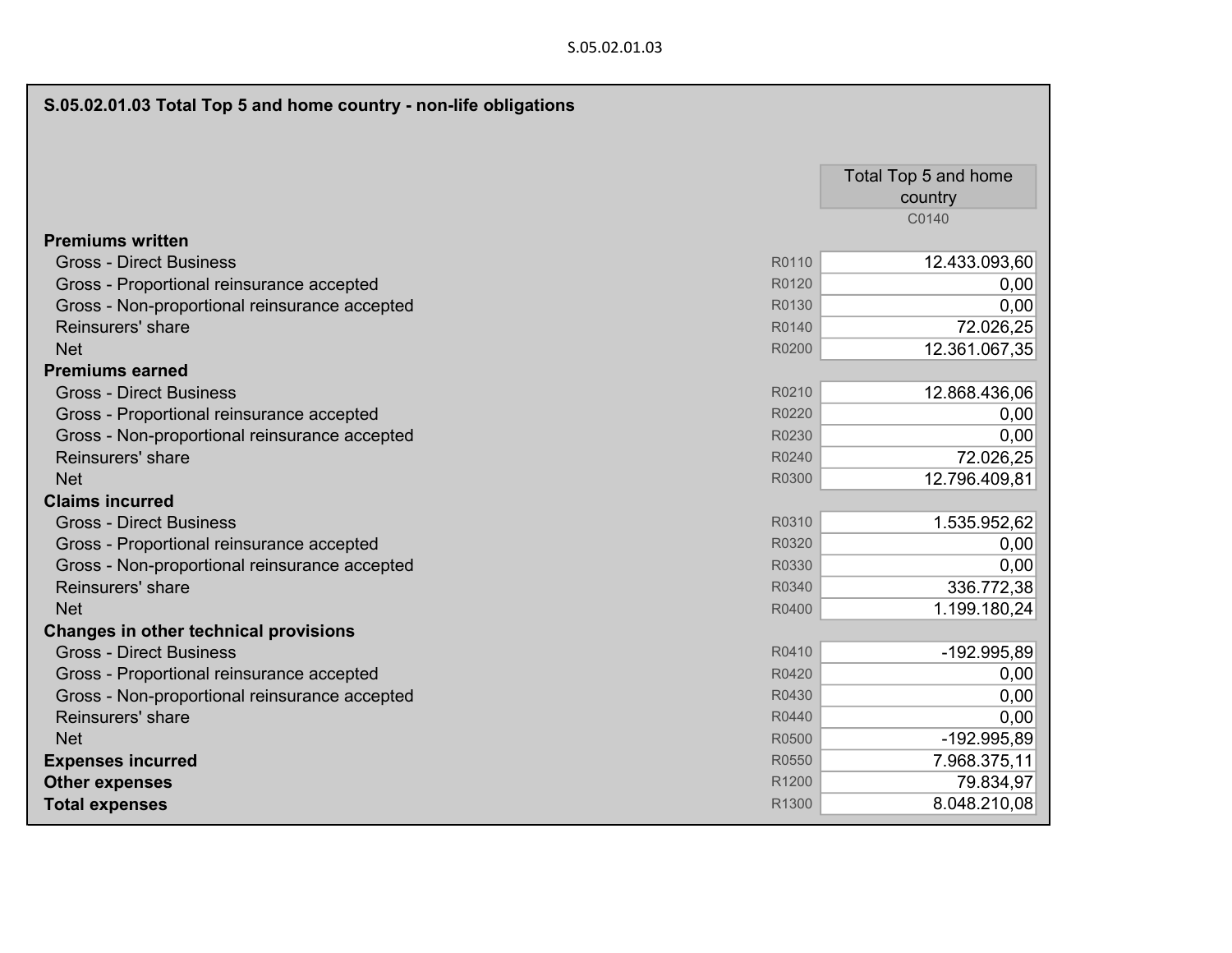S.05.02.01.03

## S.05.02.01.03 Total Top 5 and home country - non-life obligations

| | | Total Top 5 and home country |
|---|---|---|
| | | C0140 |
| **Premiums written** | | |
| Gross - Direct Business | R0110 | 12.433.093,60 |
| Gross - Proportional reinsurance accepted | R0120 | 0,00 |
| Gross - Non-proportional reinsurance accepted | R0130 | 0,00 |
| Reinsurers' share | R0140 | 72.026,25 |
| Net | R0200 | 12.361.067,35 |
| **Premiums earned** | | |
| Gross - Direct Business | R0210 | 12.868.436,06 |
| Gross - Proportional reinsurance accepted | R0220 | 0,00 |
| Gross - Non-proportional reinsurance accepted | R0230 | 0,00 |
| Reinsurers' share | R0240 | 72.026,25 |
| Net | R0300 | 12.796.409,81 |
| **Claims incurred** | | |
| Gross - Direct Business | R0310 | 1.535.952,62 |
| Gross - Proportional reinsurance accepted | R0320 | 0,00 |
| Gross - Non-proportional reinsurance accepted | R0330 | 0,00 |
| Reinsurers' share | R0340 | 336.772,38 |
| Net | R0400 | 1.199.180,24 |
| **Changes in other technical provisions** | | |
| Gross - Direct Business | R0410 | -192.995,89 |
| Gross - Proportional reinsurance accepted | R0420 | 0,00 |
| Gross - Non-proportional reinsurance accepted | R0430 | 0,00 |
| Reinsurers' share | R0440 | 0,00 |
| Net | R0500 | -192.995,89 |
| **Expenses incurred** | R0550 | 7.968.375,11 |
| **Other expenses** | R1200 | 79.834,97 |
| **Total expenses** | R1300 | 8.048.210,08 |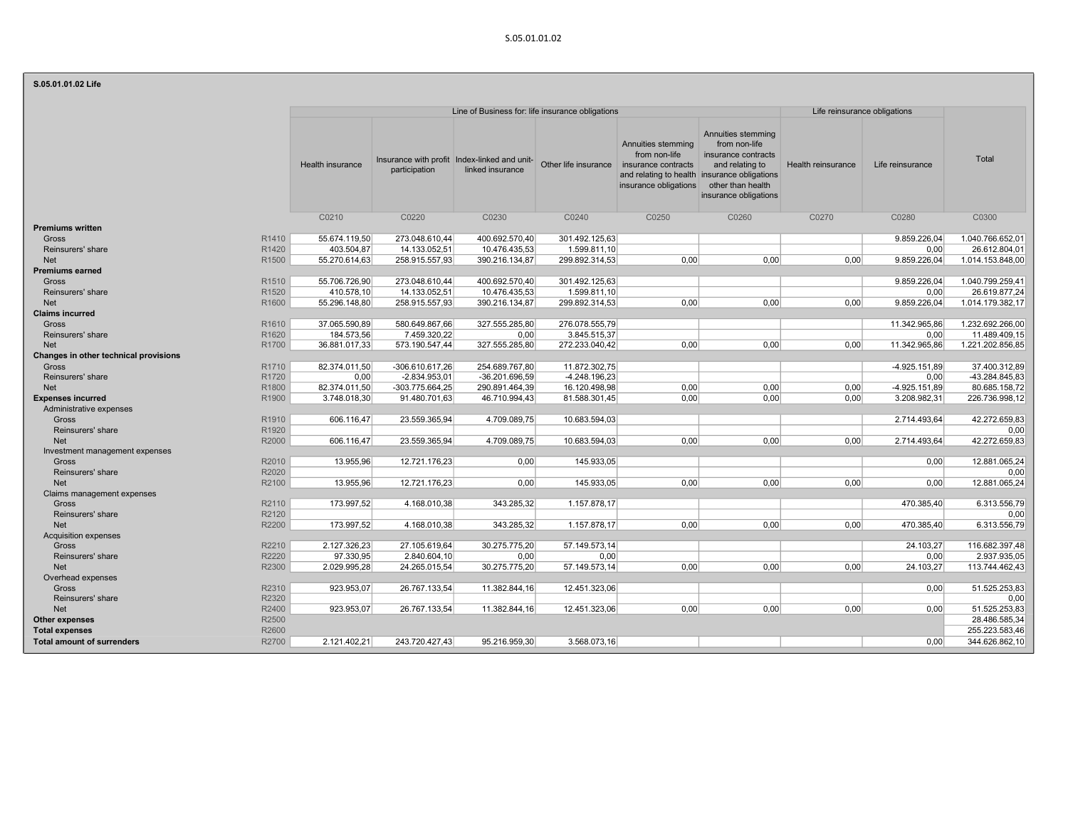S.05.01.01.02

**S.05.01.01.02 Life**

| | | Line of Business for: life insurance obligations | | | | | | Life reinsurance obligations | | |
|---|---|---|---|---|---|---|---|---|---|---|
| | | Health insurance | Insurance with profit participation | Index-linked and unit-linked insurance | Other life insurance | Annuities stemming from non-life insurance contracts and relating to health insurance obligations | Annuities stemming from non-life insurance contracts and relating to insurance obligations other than health insurance obligations | Health reinsurance | Life reinsurance | Total |
| | | C0210 | C0220 | C0230 | C0240 | C0250 | C0260 | C0270 | C0280 | C0300 |
| **Premiums written** | | | | | | | | | | |
| Gross | R1410 | 55.674.119,50 | 273.048.610,44 | 400.692.570,40 | 301.492.125,63 | | | | 9.859.226,04 | 1.040.766.652,01 |
| Reinsurers' share | R1420 | 403.504,87 | 14.133.052,51 | 10.476.435,53 | 1.599.811,10 | | | | 0,00 | 26.612.804,01 |
| Net | R1500 | 55.270.614,63 | 258.915.557,93 | 390.216.134,87 | 299.892.314,53 | 0,00 | 0,00 | 0,00 | 9.859.226,04 | 1.014.153.848,00 |
| **Premiums earned** | | | | | | | | | | |
| Gross | R1510 | 55.706.726,90 | 273.048.610,44 | 400.692.570,40 | 301.492.125,63 | | | | 9.859.226,04 | 1.040.799.259,41 |
| Reinsurers' share | R1520 | 410.578,10 | 14.133.052,51 | 10.476.435,53 | 1.599.811,10 | | | | 0,00 | 26.619.877,24 |
| Net | R1600 | 55.296.148,80 | 258.915.557,93 | 390.216.134,87 | 299.892.314,53 | 0,00 | 0,00 | 0,00 | 9.859.226,04 | 1.014.179.382,17 |
| **Claims incurred** | | | | | | | | | | |
| Gross | R1610 | 37.065.590,89 | 580.649.867,66 | 327.555.285,80 | 276.078.555,79 | | | | 11.342.965,86 | 1.232.692.266,00 |
| Reinsurers' share | R1620 | 184.573,56 | 7.459.320,22 | 0,00 | 3.845.515,37 | | | | 0,00 | 11.489.409,15 |
| Net | R1700 | 36.881.017,33 | 573.190.547,44 | 327.555.285,80 | 272.233.040,42 | 0,00 | 0,00 | 0,00 | 11.342.965,86 | 1.221.202.856,85 |
| **Changes in other technical provisions** | | | | | | | | | | |
| Gross | R1710 | 82.374.011,50 | -306.610.617,26 | 254.689.767,80 | 11.872.302,75 | | | | -4.925.151,89 | 37.400.312,89 |
| Reinsurers' share | R1720 | 0,00 | -2.834.953,01 | -36.201.696,59 | -4.248.196,23 | | | | 0,00 | -43.284.845,83 |
| Net | R1800 | 82.374.011,50 | -303.775.664,25 | 290.891.464,39 | 16.120.498,98 | 0,00 | 0,00 | 0,00 | -4.925.151,89 | 80.685.158,72 |
| **Expenses incurred** | R1900 | 3.748.018,30 | 91.480.701,63 | 46.710.994,43 | 81.588.301,45 | 0,00 | 0,00 | 0,00 | 3.208.982,31 | 226.736.998,12 |
| Administrative expenses | | | | | | | | | | |
| Gross | R1910 | 606.116,47 | 23.559.365,94 | 4.709.089,75 | 10.683.594,03 | | | | 2.714.493,64 | 42.272.659,83 |
| Reinsurers' share | R1920 | | | | | | | | | 0,00 |
| Net | R2000 | 606.116,47 | 23.559.365,94 | 4.709.089,75 | 10.683.594,03 | 0,00 | 0,00 | 0,00 | 2.714.493,64 | 42.272.659,83 |
| Investment management expenses | | | | | | | | | | |
| Gross | R2010 | 13.955,96 | 12.721.176,23 | 0,00 | 145.933,05 | | | | 0,00 | 12.881.065,24 |
| Reinsurers' share | R2020 | | | | | | | | | 0,00 |
| Net | R2100 | 13.955,96 | 12.721.176,23 | 0,00 | 145.933,05 | 0,00 | 0,00 | 0,00 | 0,00 | 12.881.065,24 |
| Claims management expenses | | | | | | | | | | |
| Gross | R2110 | 173.997,52 | 4.168.010,38 | 343.285,32 | 1.157.878,17 | | | | 470.385,40 | 6.313.556,79 |
| Reinsurers' share | R2120 | | | | | | | | | 0,00 |
| Net | R2200 | 173.997,52 | 4.168.010,38 | 343.285,32 | 1.157.878,17 | 0,00 | 0,00 | 0,00 | 470.385,40 | 6.313.556,79 |
| Acquisition expenses | | | | | | | | | | |
| Gross | R2210 | 2.127.326,23 | 27.105.619,64 | 30.275.775,20 | 57.149.573,14 | | | | 24.103,27 | 116.682.397,48 |
| Reinsurers' share | R2220 | 97.330,95 | 2.840.604,10 | 0,00 | 0,00 | | | | 0,00 | 2.937.935,05 |
| Net | R2300 | 2.029.995,28 | 24.265.015,54 | 30.275.775,20 | 57.149.573,14 | 0,00 | 0,00 | 0,00 | 24.103,27 | 113.744.462,43 |
| Overhead expenses | | | | | | | | | | |
| Gross | R2310 | 923.953,07 | 26.767.133,54 | 11.382.844,16 | 12.451.323,06 | | | | 0,00 | 51.525.253,83 |
| Reinsurers' share | R2320 | | | | | | | | | 0,00 |
| Net | R2400 | 923.953,07 | 26.767.133,54 | 11.382.844,16 | 12.451.323,06 | 0,00 | 0,00 | 0,00 | 0,00 | 51.525.253,83 |
| **Other expenses** | R2500 | | | | | | | | | 28.486.585,34 |
| **Total expenses** | R2600 | | | | | | | | | 255.223.583,46 |
| **Total amount of surrenders** | R2700 | 2.121.402,21 | 243.720.427,43 | 95.216.959,30 | 3.568.073,16 | | | | 0,00 | 344.626.862,10 |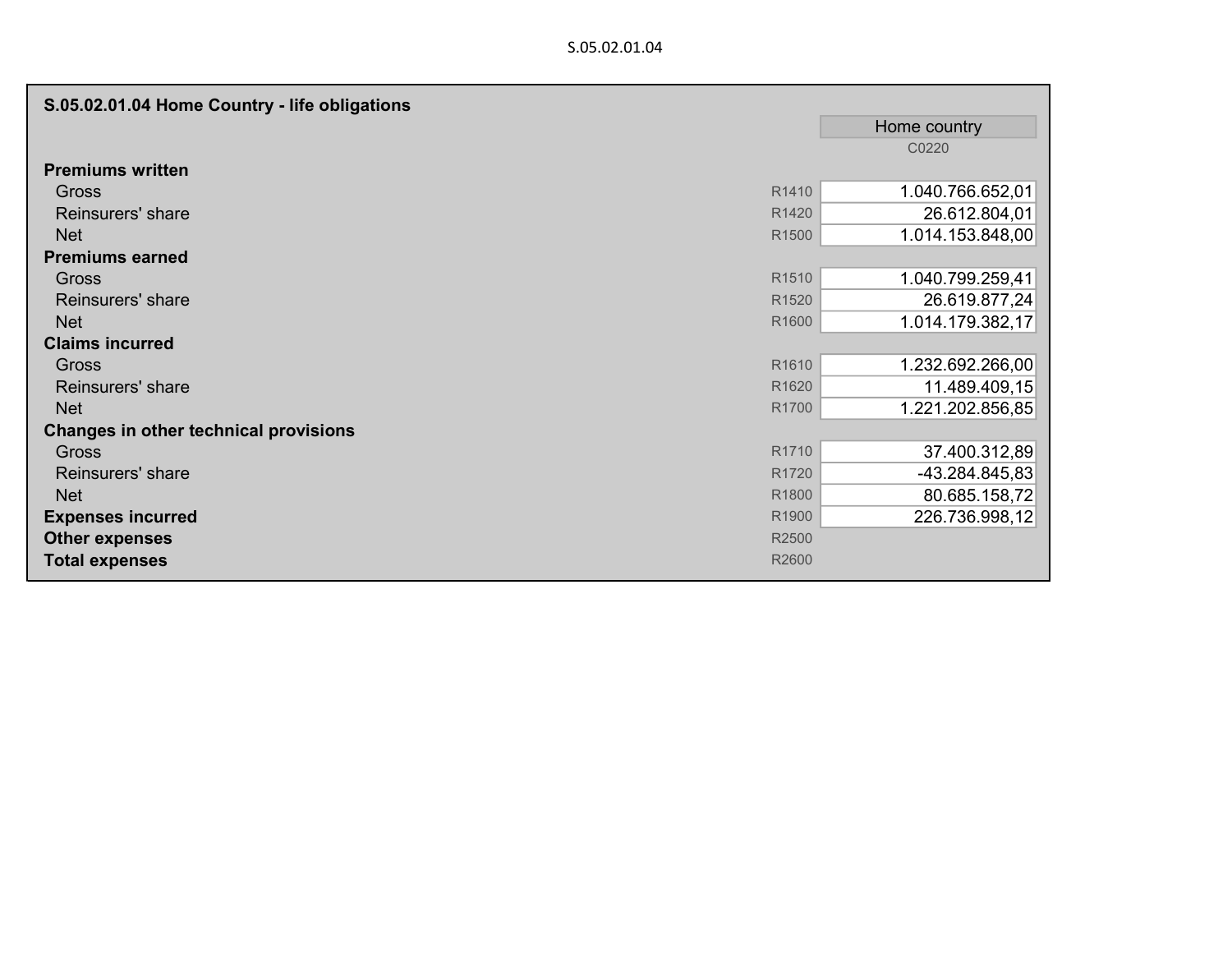# S.05.02.01.04

## S.05.02.01.04 Home Country - life obligations

| | | Home country |
|---|---|---|
| | | C0220 |
| **Premiums written** | | |
| Gross | R1410 | 1.040.766.652,01 |
| Reinsurers' share | R1420 | 26.612.804,01 |
| Net | R1500 | 1.014.153.848,00 |
| **Premiums earned** | | |
| Gross | R1510 | 1.040.799.259,41 |
| Reinsurers' share | R1520 | 26.619.877,24 |
| Net | R1600 | 1.014.179.382,17 |
| **Claims incurred** | | |
| Gross | R1610 | 1.232.692.266,00 |
| Reinsurers' share | R1620 | 11.489.409,15 |
| Net | R1700 | 1.221.202.856,85 |
| **Changes in other technical provisions** | | |
| Gross | R1710 | 37.400.312,89 |
| Reinsurers' share | R1720 | -43.284.845,83 |
| Net | R1800 | 80.685.158,72 |
| **Expenses incurred** | R1900 | 226.736.998,12 |
| **Other expenses** | R2500 | |
| **Total expenses** | R2600 | |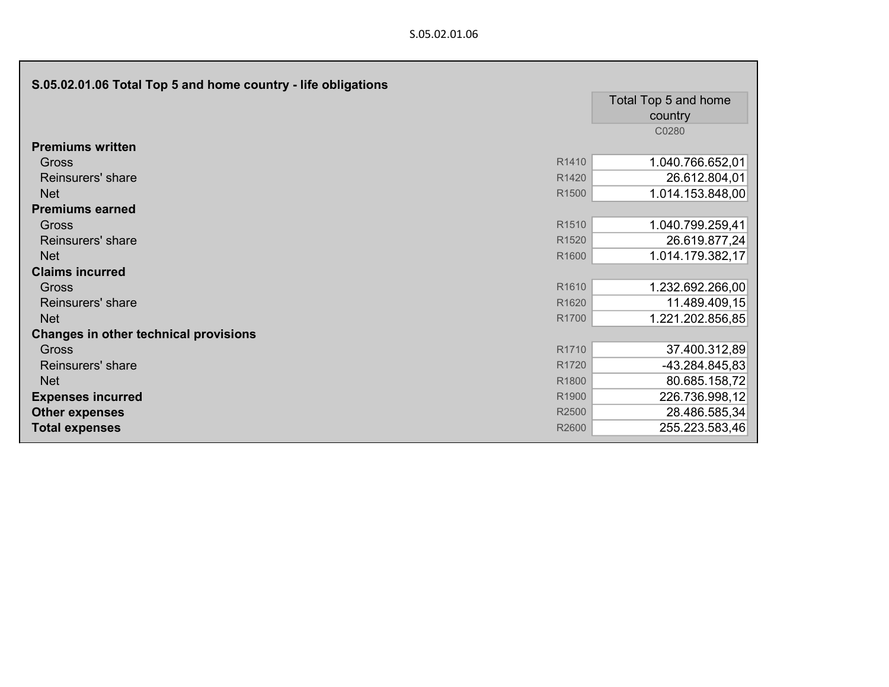S.05.02.01.06

## S.05.02.01.06 Total Top 5 and home country - life obligations

| | | Total Top 5 and home country |
|---|---|---|
| | | C0280 |
| **Premiums written** | | |
| Gross | R1410 | 1.040.766.652,01 |
| Reinsurers' share | R1420 | 26.612.804,01 |
| Net | R1500 | 1.014.153.848,00 |
| **Premiums earned** | | |
| Gross | R1510 | 1.040.799.259,41 |
| Reinsurers' share | R1520 | 26.619.877,24 |
| Net | R1600 | 1.014.179.382,17 |
| **Claims incurred** | | |
| Gross | R1610 | 1.232.692.266,00 |
| Reinsurers' share | R1620 | 11.489.409,15 |
| Net | R1700 | 1.221.202.856,85 |
| **Changes in other technical provisions** | | |
| Gross | R1710 | 37.400.312,89 |
| Reinsurers' share | R1720 | -43.284.845,83 |
| Net | R1800 | 80.685.158,72 |
| **Expenses incurred** | R1900 | 226.736.998,12 |
| **Other expenses** | R2500 | 28.486.585,34 |
| **Total expenses** | R2600 | 255.223.583,46 |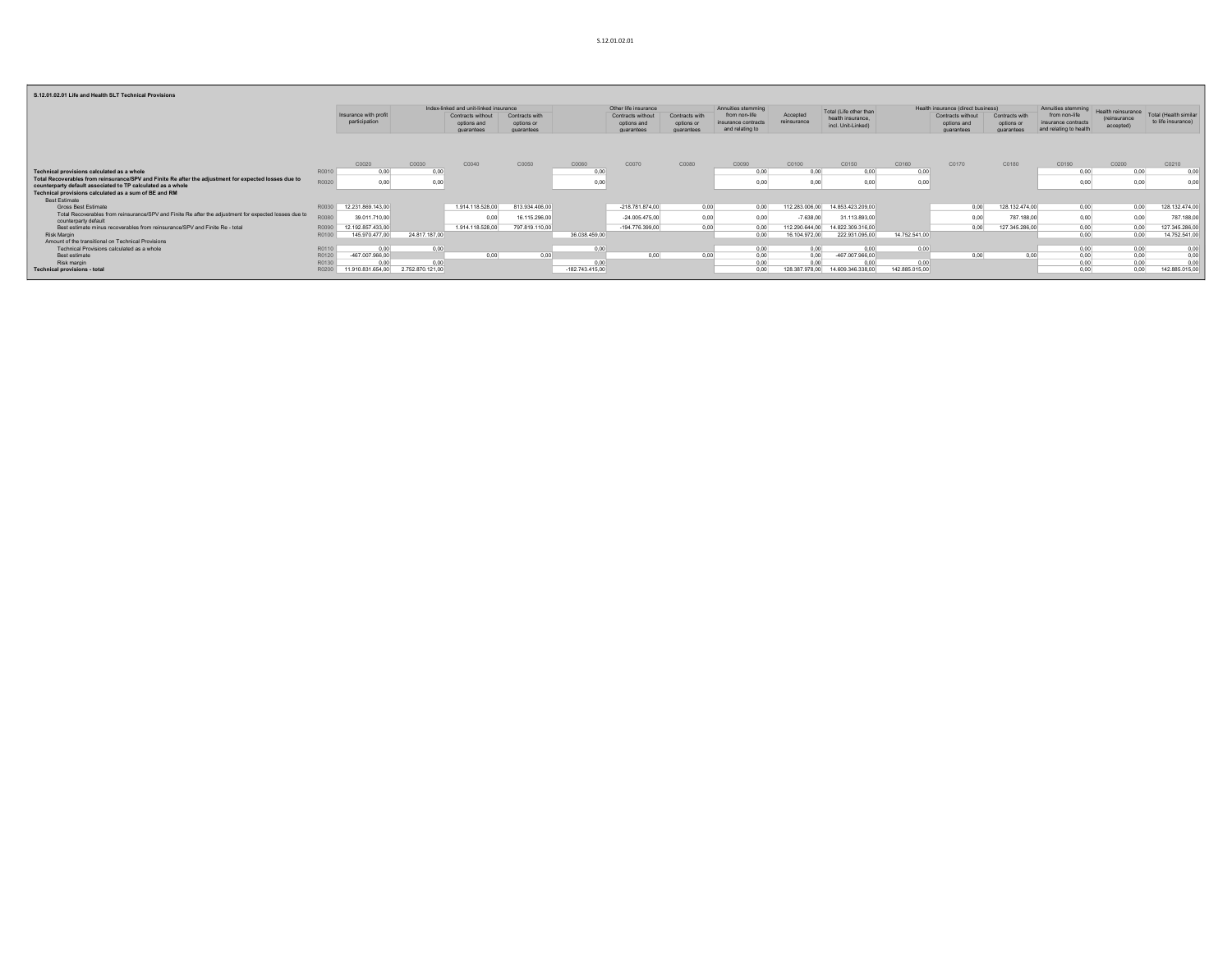## S.12.01.02.01 Life and Health SLT Technical Provisions

| | | Insurance with profit participation | Index-linked and unit-linked insurance | | | Other life insurance | | | Annuities stemming from non-life insurance contracts and relating to | Accepted reinsurance | Total (Life other than health insurance, incl. Unit-Linked) | Health insurance (direct business) | | | Annuities stemming from non-life insurance contracts and relating to health | Health reinsurance (reinsurance accepted) | Total (Health similar to life insurance) |
|---|---|---|---|---|---|---|---|---|---|---|---|---|---|---|---|---|---|
| | | | | Contracts without options and guarantees | Contracts with options or guarantees | | Contracts without options and guarantees | Contracts with options or guarantees | | | | | Contracts without options and guarantees | Contracts with options or guarantees | | | |
| | | C0020 | C0030 | C0040 | C0050 | C0060 | C0070 | C0080 | C0090 | C0100 | C0150 | C0160 | C0170 | C0180 | C0190 | C0200 | C0210 |
| **Technical provisions calculated as a whole** | R0010 | 0,00 | 0,00 | | | 0,00 | | | 0,00 | 0,00 | 0,00 | 0,00 | | | 0,00 | 0,00 | 0,00 |
| **Total Recoverables from reinsurance/SPV and Finite Re after the adjustment for expected losses due to counterparty default associated to TP calculated as a whole** | R0020 | 0,00 | 0,00 | | | 0,00 | | | 0,00 | 0,00 | 0,00 | 0,00 | | | 0,00 | 0,00 | 0,00 |
| **Technical provisions calculated as a sum of BE and RM** | | | | | | | | | | | | | | | | | |
| Best Estimate | | | | | | | | | | | | | | | | | |
| Gross Best Estimate | R0030 | 12.231.869.143,00 | | 1.914.118.528,00 | 813.934.406,00 | | -218.781.874,00 | 0,00 | 0,00 | 112.283.006,00 | 14.853.423.209,00 | | 0,00 | 128.132.474,00 | 0,00 | 0,00 | 128.132.474,00 |
| Total Recoverables from reinsurance/SPV and Finite Re after the adjustment for expected losses due to counterparty default | R0080 | 39.011.710,00 | | 0,00 | 16.115.296,00 | | -24.005.475,00 | 0,00 | 0,00 | -7.638,00 | 31.113.893,00 | | 0,00 | 787.188,00 | 0,00 | 0,00 | 787.188,00 |
| Best estimate minus recoverables from reinsurance/SPV and Finite Re - total | R0090 | 12.192.857.433,00 | | 1.914.118.528,00 | 797.819.110,00 | | -194.776.399,00 | 0,00 | 0,00 | 112.290.644,00 | 14.822.309.316,00 | | 0,00 | 127.345.286,00 | 0,00 | 0,00 | 127.345.286,00 |
| Risk Margin | R0100 | 145.970.477,00 | 24.817.187,00 | | | 36.038.459,00 | | | 0,00 | 16.104.972,00 | 222.931.095,00 | 14.752.541,00 | | | 0,00 | 0,00 | 14.752.541,00 |
| Amount of the transitional on Technical Provisions | | | | | | | | | | | | | | | | | |
| Technical Provisions calculated as a whole | R0110 | 0,00 | 0,00 | | | 0,00 | | | 0,00 | 0,00 | 0,00 | 0,00 | | | 0,00 | 0,00 | 0,00 |
| Best estimate | R0120 | -467.007.966,00 | | 0,00 | 0,00 | | 0,00 | 0,00 | 0,00 | 0,00 | -467.007.966,00 | | 0,00 | 0,00 | 0,00 | 0,00 | 0,00 |
| Risk margin | R0130 | 0,00 | 0,00 | | | 0,00 | | | 0,00 | 0,00 | 0,00 | 0,00 | | | 0,00 | 0,00 | 0,00 |
| **Technical provisions - total** | R0200 | 11.910.831.654,00 | 2.752.870.121,00 | | | -182.743.415,00 | | | 0,00 | 128.387.978,00 | 14.609.346.338,00 | 142.885.015,00 | | | 0,00 | 0,00 | 142.885.015,00 |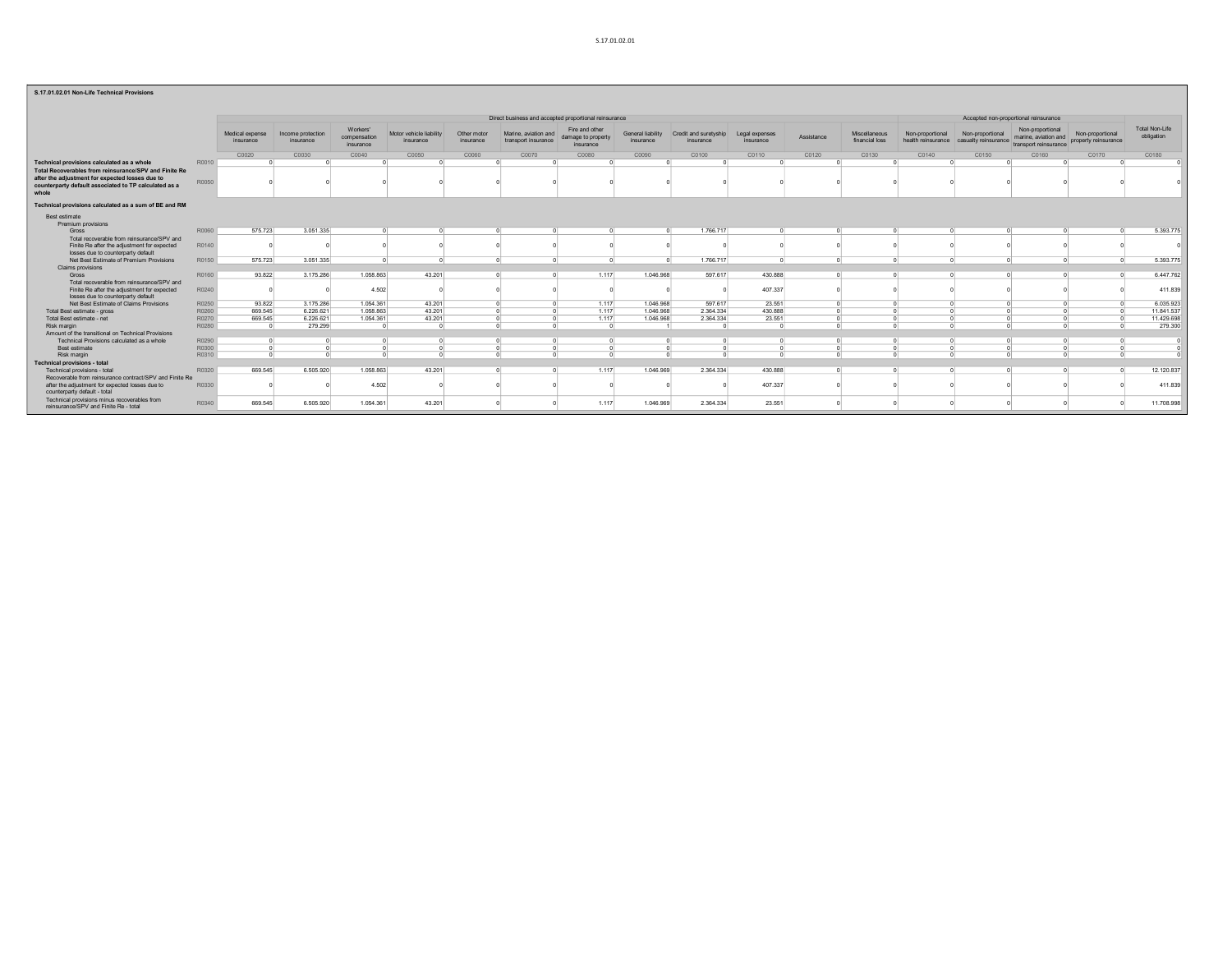### S.17.01.02.01 Non-Life Technical Provisions

| | | Direct business and accepted proportional reinsurance | | | | | | | | | | | | Accepted non-proportional reinsurance | | | | |
|---|---|---|---|---|---|---|---|---|---|---|---|---|---|---|---|---|---|---|
| | | Medical expense insurance | Income protection insurance | Workers' compensation insurance | Motor vehicle liability insurance | Other motor insurance | Marine, aviation and transport insurance | Fire and other damage to property insurance | General liability insurance | Credit and suretyship insurance | Legal expenses insurance | Assistance | Miscellaneous financial loss | Non-proportional health reinsurance | Non-proportional casualty reinsurance | Non-proportional marine, aviation and transport reinsurance | Non-proportional property reinsurance | Total Non-Life obligation |
| | | C0020 | C0030 | C0040 | C0050 | C0060 | C0070 | C0080 | C0090 | C0100 | C0110 | C0120 | C0130 | C0140 | C0150 | C0160 | C0170 | C0180 |
| **Technical provisions calculated as a whole** | R0010 | 0 | 0 | 0 | 0 | 0 | 0 | 0 | 0 | 0 | 0 | 0 | 0 | 0 | 0 | 0 | 0 | 0 |
| **Total Recoverables from reinsurance/SPV and Finite Re after the adjustment for expected losses due to counterparty default associated to TP calculated as a whole** | R0050 | 0 | 0 | 0 | 0 | 0 | 0 | 0 | 0 | 0 | 0 | 0 | 0 | 0 | 0 | 0 | 0 | 0 |
| **Technical provisions calculated as a sum of BE and RM** | | | | | | | | | | | | | | | | | | |
| Best estimate | | | | | | | | | | | | | | | | | | |
| Premium provisions | | | | | | | | | | | | | | | | | | |
| Gross | R0060 | 575.723 | 3.051.335 | 0 | 0 | 0 | 0 | 0 | 0 | 1.766.717 | 0 | 0 | 0 | 0 | 0 | 0 | 0 | 5.393.775 |
| Total recoverable from reinsurance/SPV and Finite Re after the adjustment for expected losses due to counterparty default | R0140 | 0 | 0 | 0 | 0 | 0 | 0 | 0 | 0 | 0 | 0 | 0 | 0 | 0 | 0 | 0 | 0 | 0 |
| Net Best Estimate of Premium Provisions | R0150 | 575.723 | 3.051.335 | 0 | 0 | 0 | 0 | 0 | 0 | 1.766.717 | 0 | 0 | 0 | 0 | 0 | 0 | 0 | 5.393.775 |
| Claims provisions | | | | | | | | | | | | | | | | | | |
| Gross | R0160 | 93.822 | 3.175.286 | 1.058.863 | 43.201 | 0 | 0 | 1.117 | 1.046.968 | 597.617 | 430.888 | 0 | 0 | 0 | 0 | 0 | 0 | 6.447.762 |
| Total recoverable from reinsurance/SPV and Finite Re after the adjustment for expected losses due to counterparty default | R0240 | 0 | 0 | 4.502 | 0 | 0 | 0 | 0 | 0 | 0 | 407.337 | 0 | 0 | 0 | 0 | 0 | 0 | 411.839 |
| Net Best Estimate of Claims Provisions | R0250 | 93.822 | 3.175.286 | 1.054.361 | 43.201 | 0 | 0 | 1.117 | 1.046.968 | 597.617 | 23.551 | 0 | 0 | 0 | 0 | 0 | 0 | 6.035.923 |
| Total Best estimate - gross | R0260 | 669.545 | 6.226.621 | 1.058.863 | 43.201 | 0 | 0 | 1.117 | 1.046.968 | 2.364.334 | 430.888 | 0 | 0 | 0 | 0 | 0 | 0 | 11.841.537 |
| Total Best estimate - net | R0270 | 669.545 | 6.226.621 | 1.054.361 | 43.201 | 0 | 0 | 1.117 | 1.046.968 | 2.364.334 | 23.551 | 0 | 0 | 0 | 0 | 0 | 0 | 11.429.698 |
| Risk margin | R0280 | 0 | 279.299 | 0 | 0 | 0 | 0 | 0 | 1 | 0 | 0 | 0 | 0 | 0 | 0 | 0 | 0 | 279.300 |
| Amount of the transitional on Technical Provisions | | | | | | | | | | | | | | | | | | |
| Technical Provisions calculated as a whole | R0290 | 0 | 0 | 0 | 0 | 0 | 0 | 0 | 0 | 0 | 0 | 0 | 0 | 0 | 0 | 0 | 0 | 0 |
| Best estimate | R0300 | 0 | 0 | 0 | 0 | 0 | 0 | 0 | 0 | 0 | 0 | 0 | 0 | 0 | 0 | 0 | 0 | 0 |
| Risk margin | R0310 | 0 | 0 | 0 | 0 | 0 | 0 | 0 | 0 | 0 | 0 | 0 | 0 | 0 | 0 | 0 | 0 | 0 |
| **Technical provisions - total** | | | | | | | | | | | | | | | | | | |
| Technical provisions - total | R0320 | 669.545 | 6.505.920 | 1.058.863 | 43.201 | 0 | 0 | 1.117 | 1.046.969 | 2.364.334 | 430.888 | 0 | 0 | 0 | 0 | 0 | 0 | 12.120.837 |
| Recoverable from reinsurance contract/SPV and Finite Re after the adjustment for expected losses due to counterparty default - total | R0330 | 0 | 0 | 4.502 | 0 | 0 | 0 | 0 | 0 | 0 | 407.337 | 0 | 0 | 0 | 0 | 0 | 0 | 411.839 |
| Technical provisions minus recoverables from reinsurance/SPV and Finite Re - total | R0340 | 669.545 | 6.505.920 | 1.054.361 | 43.201 | 0 | 0 | 1.117 | 1.046.969 | 2.364.334 | 23.551 | 0 | 0 | 0 | 0 | 0 | 0 | 11.708.998 |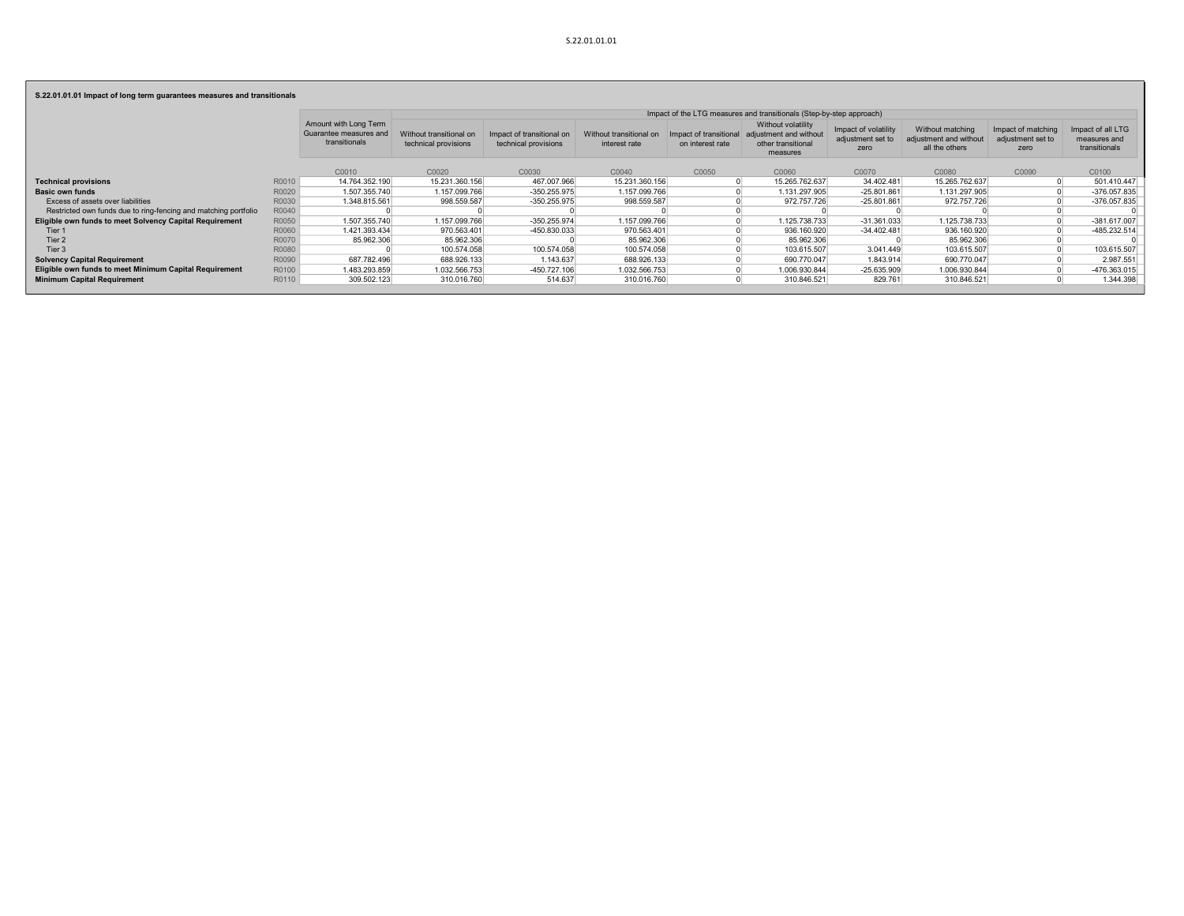S.22.01.01.01

**S.22.01.01.01 Impact of long term guarantees measures and transitionals**

| | | Amount with Long Term Guarantee measures and transitionals | Impact of the LTG measures and transitionals (Step-by-step approach) | | | | | | | | |
|---|---|---|---|---|---|---|---|---|---|---|---|
| | | | Without transitional on technical provisions | Impact of transitional on technical provisions | Without transitional on interest rate | Impact of transitional on interest rate | Without volatility adjustment and without other transitional measures | Impact of volatility adjustment set to zero | Without matching adjustment and without all the others | Impact of matching adjustment set to zero | Impact of all LTG measures and transitionals |
| | | C0010 | C0020 | C0030 | C0040 | C0050 | C0060 | C0070 | C0080 | C0090 | C0100 |
| **Technical provisions** | R0010 | 14.764.352.190 | 15.231.360.156 | 467.007.966 | 15.231.360.156 | 0 | 15.265.762.637 | 34.402.481 | 15.265.762.637 | 0 | 501.410.447 |
| **Basic own funds** | R0020 | 1.507.355.740 | 1.157.099.766 | -350.255.975 | 1.157.099.766 | 0 | 1.131.297.905 | -25.801.861 | 1.131.297.905 | 0 | -376.057.835 |
| Excess of assets over liabilities | R0030 | 1.348.815.561 | 998.559.587 | -350.255.975 | 998.559.587 | 0 | 972.757.726 | -25.801.861 | 972.757.726 | 0 | -376.057.835 |
| Restricted own funds due to ring-fencing and matching portfolio | R0040 | 0 | 0 | 0 | 0 | 0 | 0 | 0 | 0 | 0 | 0 |
| **Eligible own funds to meet Solvency Capital Requirement** | R0050 | 1.507.355.740 | 1.157.099.766 | -350.255.974 | 1.157.099.766 | 0 | 1.125.738.733 | -31.361.033 | 1.125.738.733 | 0 | -381.617.007 |
| Tier 1 | R0060 | 1.421.393.434 | 970.563.401 | -450.830.033 | 970.563.401 | 0 | 936.160.920 | -34.402.481 | 936.160.920 | 0 | -485.232.514 |
| Tier 2 | R0070 | 85.962.306 | 85.962.306 | 0 | 85.962.306 | 0 | 85.962.306 | 0 | 85.962.306 | 0 | 0 |
| Tier 3 | R0080 | 0 | 100.574.058 | 100.574.058 | 100.574.058 | 0 | 103.615.507 | 3.041.449 | 103.615.507 | 0 | 103.615.507 |
| **Solvency Capital Requirement** | R0090 | 687.782.496 | 688.926.133 | 1.143.637 | 688.926.133 | 0 | 690.770.047 | 1.843.914 | 690.770.047 | 0 | 2.987.551 |
| **Eligible own funds to meet Minimum Capital Requirement** | R0100 | 1.483.293.859 | 1.032.566.753 | -450.727.106 | 1.032.566.753 | 0 | 1.006.930.844 | -25.635.909 | 1.006.930.844 | 0 | -476.363.015 |
| **Minimum Capital Requirement** | R0110 | 309.502.123 | 310.016.760 | 514.637 | 310.016.760 | 0 | 310.846.521 | 829.761 | 310.846.521 | 0 | 1.344.398 |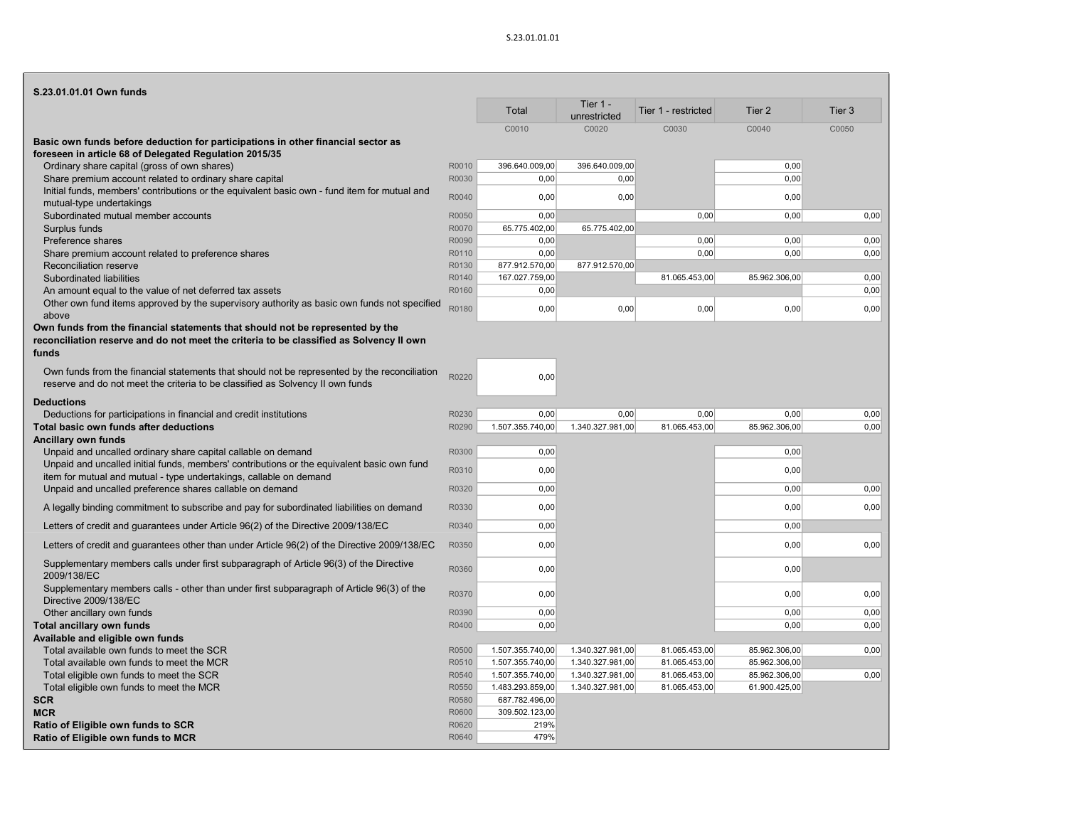S.23.01.01.01

**S.23.01.01.01 Own funds**

| | | Total | Tier 1 - unrestricted | Tier 1 - restricted | Tier 2 | Tier 3 |
|---|---|---|---|---|---|---|
| | | C0010 | C0020 | C0030 | C0040 | C0050 |
| **Basic own funds before deduction for participations in other financial sector as foreseen in article 68 of Delegated Regulation 2015/35** | | | | | | |
| Ordinary share capital (gross of own shares) | R0010 | 396.640.009,00 | 396.640.009,00 | | 0,00 | |
| Share premium account related to ordinary share capital | R0030 | 0,00 | 0,00 | | 0,00 | |
| Initial funds, members' contributions or the equivalent basic own - fund item for mutual and mutual-type undertakings | R0040 | 0,00 | 0,00 | | 0,00 | |
| Subordinated mutual member accounts | R0050 | 0,00 | | 0,00 | 0,00 | 0,00 |
| Surplus funds | R0070 | 65.775.402,00 | 65.775.402,00 | | | |
| Preference shares | R0090 | 0,00 | | 0,00 | 0,00 | 0,00 |
| Share premium account related to preference shares | R0110 | 0,00 | | 0,00 | 0,00 | 0,00 |
| Reconciliation reserve | R0130 | 877.912.570,00 | 877.912.570,00 | | | |
| Subordinated liabilities | R0140 | 167.027.759,00 | | 81.065.453,00 | 85.962.306,00 | 0,00 |
| An amount equal to the value of net deferred tax assets | R0160 | 0,00 | | | | 0,00 |
| Other own fund items approved by the supervisory authority as basic own funds not specified above | R0180 | 0,00 | 0,00 | 0,00 | 0,00 | 0,00 |
| **Own funds from the financial statements that should not be represented by the reconciliation reserve and do not meet the criteria to be classified as Solvency II own funds** | | | | | | |
| Own funds from the financial statements that should not be represented by the reconciliation reserve and do not meet the criteria to be classified as Solvency II own funds | R0220 | 0,00 | | | | |
| **Deductions** | | | | | | |
| Deductions for participations in financial and credit institutions | R0230 | 0,00 | 0,00 | 0,00 | 0,00 | 0,00 |
| **Total basic own funds after deductions** | R0290 | 1.507.355.740,00 | 1.340.327.981,00 | 81.065.453,00 | 85.962.306,00 | 0,00 |
| **Ancillary own funds** | | | | | | |
| Unpaid and uncalled ordinary share capital callable on demand | R0300 | 0,00 | | | 0,00 | |
| Unpaid and uncalled initial funds, members' contributions or the equivalent basic own fund item for mutual and mutual - type undertakings, callable on demand | R0310 | 0,00 | | | 0,00 | |
| Unpaid and uncalled preference shares callable on demand | R0320 | 0,00 | | | 0,00 | 0,00 |
| A legally binding commitment to subscribe and pay for subordinated liabilities on demand | R0330 | 0,00 | | | 0,00 | 0,00 |
| Letters of credit and guarantees under Article 96(2) of the Directive 2009/138/EC | R0340 | 0,00 | | | 0,00 | |
| Letters of credit and guarantees other than under Article 96(2) of the Directive 2009/138/EC | R0350 | 0,00 | | | 0,00 | 0,00 |
| Supplementary members calls under first subparagraph of Article 96(3) of the Directive 2009/138/EC | R0360 | 0,00 | | | 0,00 | |
| Supplementary members calls - other than under first subparagraph of Article 96(3) of the Directive 2009/138/EC | R0370 | 0,00 | | | 0,00 | 0,00 |
| Other ancillary own funds | R0390 | 0,00 | | | 0,00 | 0,00 |
| **Total ancillary own funds** | R0400 | 0,00 | | | 0,00 | 0,00 |
| **Available and eligible own funds** | | | | | | |
| Total available own funds to meet the SCR | R0500 | 1.507.355.740,00 | 1.340.327.981,00 | 81.065.453,00 | 85.962.306,00 | 0,00 |
| Total available own funds to meet the MCR | R0510 | 1.507.355.740,00 | 1.340.327.981,00 | 81.065.453,00 | 85.962.306,00 | |
| Total eligible own funds to meet the SCR | R0540 | 1.507.355.740,00 | 1.340.327.981,00 | 81.065.453,00 | 85.962.306,00 | 0,00 |
| Total eligible own funds to meet the MCR | R0550 | 1.483.293.859,00 | 1.340.327.981,00 | 81.065.453,00 | 61.900.425,00 | |
| **SCR** | R0580 | 687.782.496,00 | | | | |
| **MCR** | R0600 | 309.502.123,00 | | | | |
| **Ratio of Eligible own funds to SCR** | R0620 | 219% | | | | |
| **Ratio of Eligible own funds to MCR** | R0640 | 479% | | | | |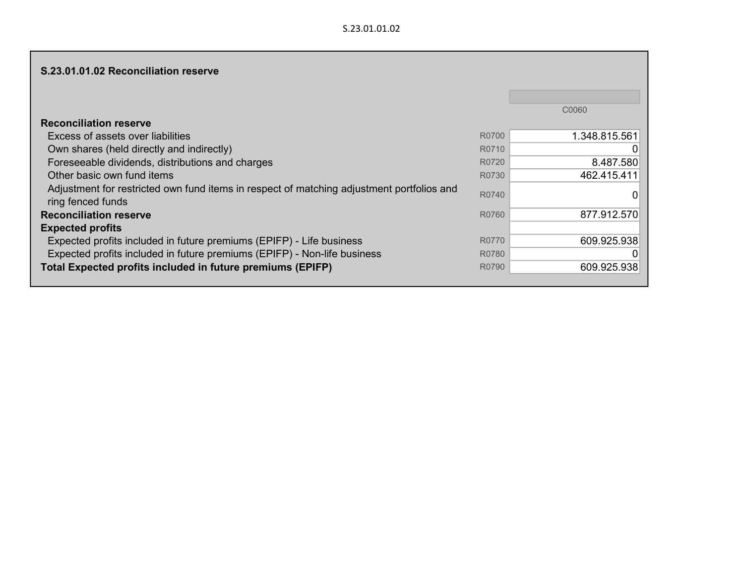S.23.01.01.02

## S.23.01.01.02 Reconciliation reserve

| | | C0060 |
|---|---|---|
| **Reconciliation reserve** | | |
| Excess of assets over liabilities | R0700 | 1.348.815.561 |
| Own shares (held directly and indirectly) | R0710 | 0 |
| Foreseeable dividends, distributions and charges | R0720 | 8.487.580 |
| Other basic own fund items | R0730 | 462.415.411 |
| Adjustment for restricted own fund items in respect of matching adjustment portfolios and ring fenced funds | R0740 | 0 |
| **Reconciliation reserve** | R0760 | 877.912.570 |
| **Expected profits** | | |
| Expected profits included in future premiums (EPIFP) - Life business | R0770 | 609.925.938 |
| Expected profits included in future premiums (EPIFP) - Non-life business | R0780 | 0 |
| **Total Expected profits included in future premiums (EPIFP)** | R0790 | 609.925.938 |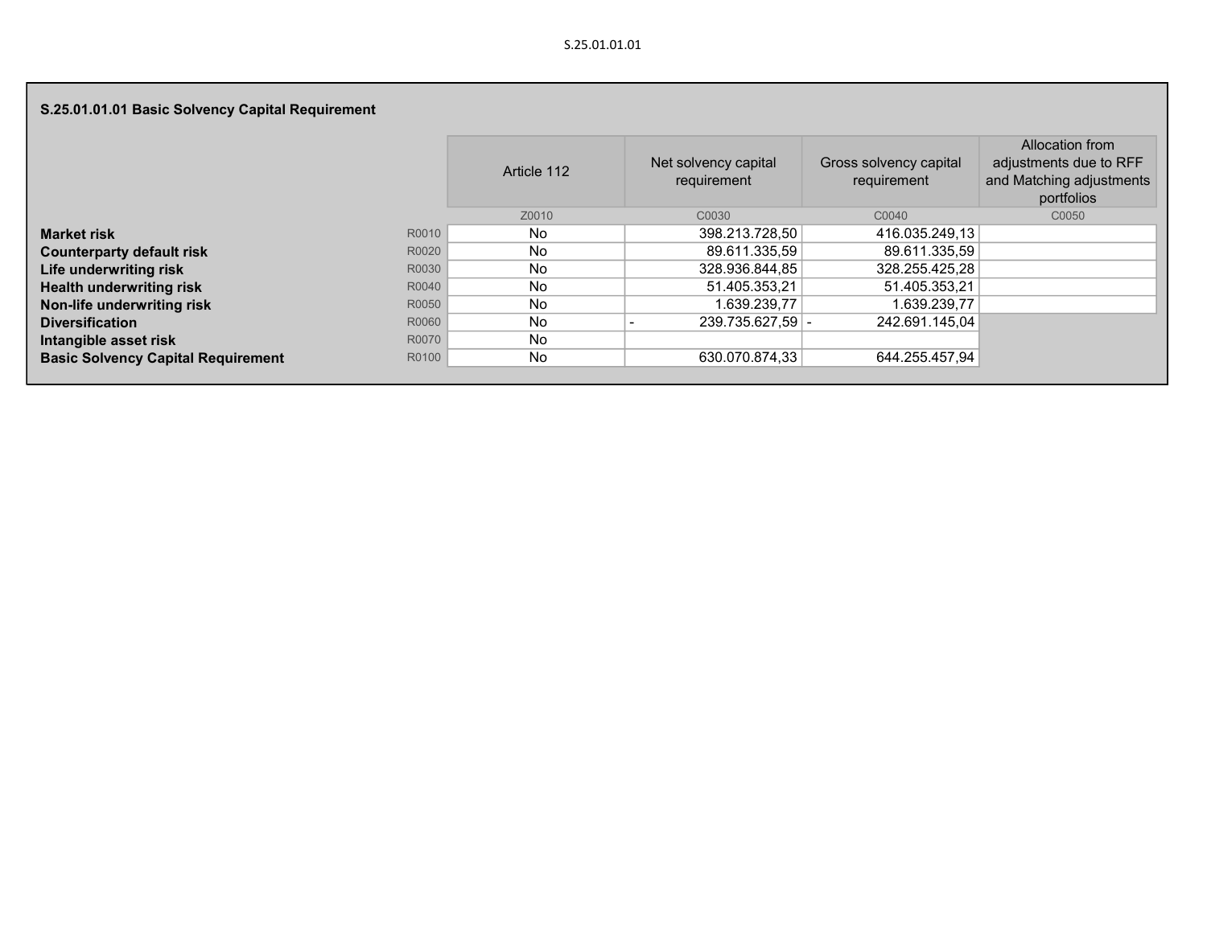S.25.01.01.01

### S.25.01.01.01 Basic Solvency Capital Requirement

| | | Article 112 | Net solvency capital requirement | Gross solvency capital requirement | Allocation from adjustments due to RFF and Matching adjustments portfolios |
|---|---|---|---|---|---|
| | | Z0010 | C0030 | C0040 | C0050 |
| **Market risk** | R0010 | No | 398.213.728,50 | 416.035.249,13 | |
| **Counterparty default risk** | R0020 | No | 89.611.335,59 | 89.611.335,59 | |
| **Life underwriting risk** | R0030 | No | 328.936.844,85 | 328.255.425,28 | |
| **Health underwriting risk** | R0040 | No | 51.405.353,21 | 51.405.353,21 | |
| **Non-life underwriting risk** | R0050 | No | 1.639.239,77 | 1.639.239,77 | |
| **Diversification** | R0060 | No | - 239.735.627,59 | - 242.691.145,04 | |
| **Intangible asset risk** | R0070 | No | | | |
| **Basic Solvency Capital Requirement** | R0100 | No | 630.070.874,33 | 644.255.457,94 | |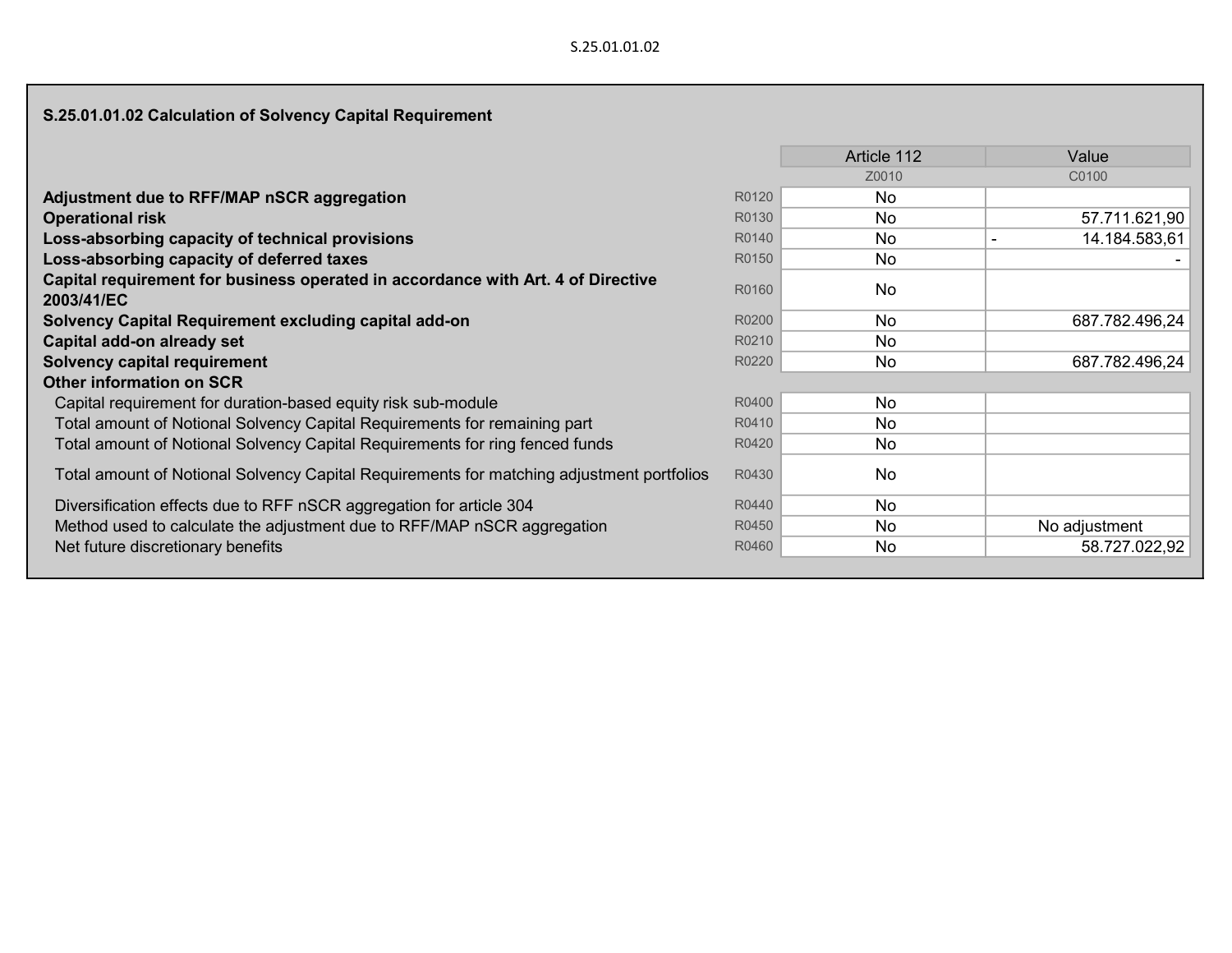## S.25.01.01.02 Calculation of Solvency Capital Requirement

| | | Article 112 | Value |
|---|---|---|---|
| | | Z0010 | C0100 |
| **Adjustment due to RFF/MAP nSCR aggregation** | R0120 | No | |
| **Operational risk** | R0130 | No | 57.711.621,90 |
| **Loss-absorbing capacity of technical provisions** | R0140 | No | - 14.184.583,61 |
| **Loss-absorbing capacity of deferred taxes** | R0150 | No | - |
| **Capital requirement for business operated in accordance with Art. 4 of Directive 2003/41/EC** | R0160 | No | |
| **Solvency Capital Requirement excluding capital add-on** | R0200 | No | 687.782.496,24 |
| **Capital add-on already set** | R0210 | No | |
| **Solvency capital requirement** | R0220 | No | 687.782.496,24 |
| **Other information on SCR** | | | |
| Capital requirement for duration-based equity risk sub-module | R0400 | No | |
| Total amount of Notional Solvency Capital Requirements for remaining part | R0410 | No | |
| Total amount of Notional Solvency Capital Requirements for ring fenced funds | R0420 | No | |
| Total amount of Notional Solvency Capital Requirements for matching adjustment portfolios | R0430 | No | |
| Diversification effects due to RFF nSCR aggregation for article 304 | R0440 | No | |
| Method used to calculate the adjustment due to RFF/MAP nSCR aggregation | R0450 | No | No adjustment |
| Net future discretionary benefits | R0460 | No | 58.727.022,92 |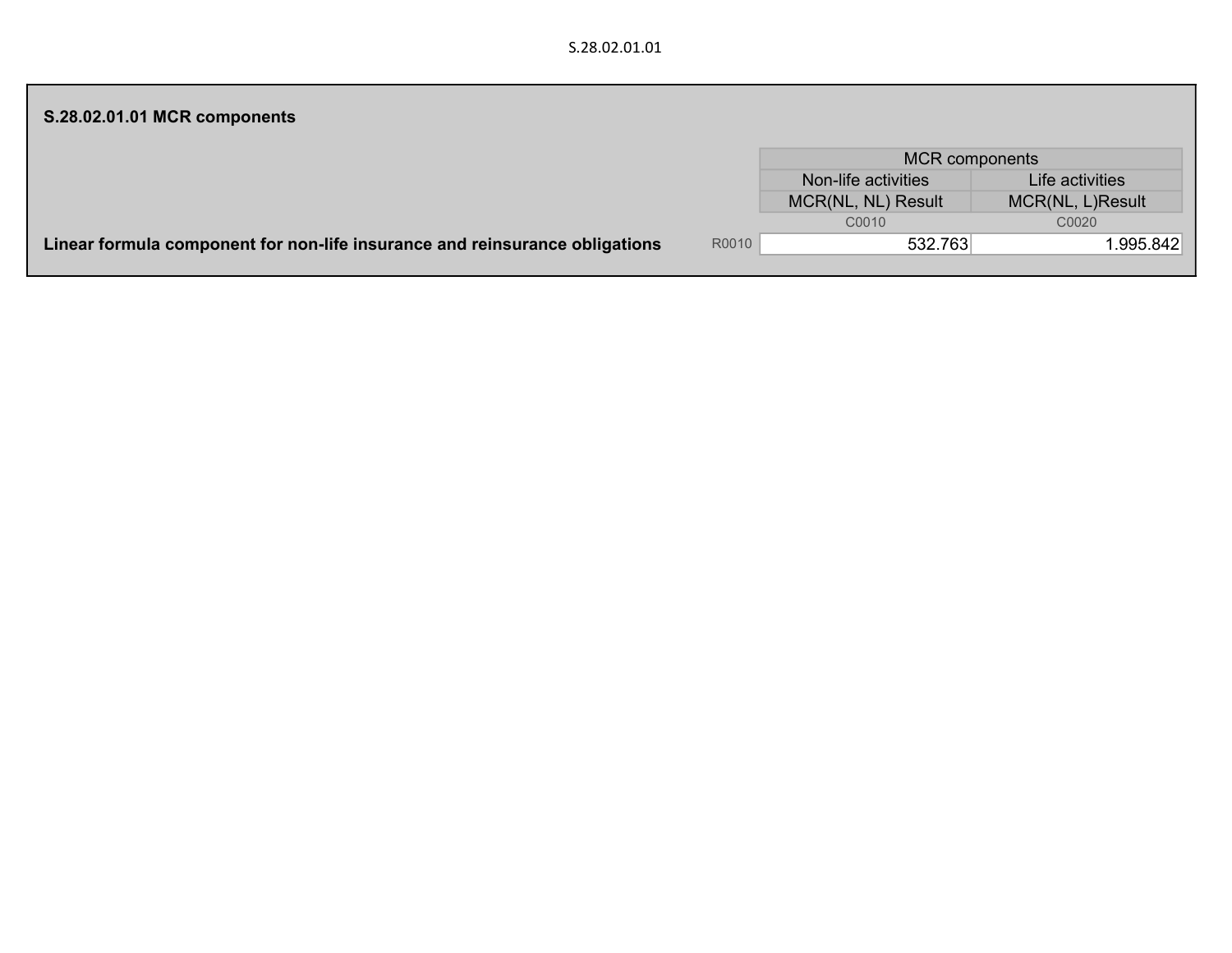## S.28.02.01.01 MCR components

| | | MCR components | |
|---|---|---|---|
| | | Non-life activities | Life activities |
| | | MCR(NL, NL) Result | MCR(NL, L)Result |
| | | C0010 | C0020 |
| **Linear formula component for non-life insurance and reinsurance obligations** | R0010 | 532.763 | 1.995.842 |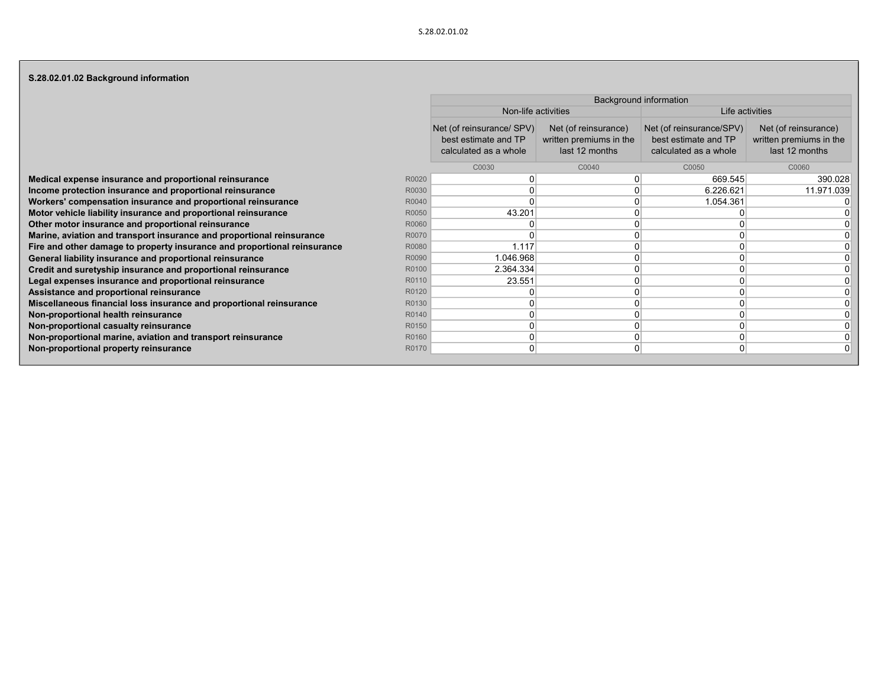S.28.02.01.02

## S.28.02.01.02 Background information

| | | Background information | | | |
|---|---|---|---|---|---|
| | | Non-life activities | | Life activities | |
| | | Net (of reinsurance/ SPV) best estimate and TP calculated as a whole | Net (of reinsurance) written premiums in the last 12 months | Net (of reinsurance/SPV) best estimate and TP calculated as a whole | Net (of reinsurance) written premiums in the last 12 months |
| | | C0030 | C0040 | C0050 | C0060 |
| **Medical expense insurance and proportional reinsurance** | R0020 | 0 | 0 | 669.545 | 390.028 |
| **Income protection insurance and proportional reinsurance** | R0030 | 0 | 0 | 6.226.621 | 11.971.039 |
| **Workers' compensation insurance and proportional reinsurance** | R0040 | 0 | 0 | 1.054.361 | 0 |
| **Motor vehicle liability insurance and proportional reinsurance** | R0050 | 43.201 | 0 | 0 | 0 |
| **Other motor insurance and proportional reinsurance** | R0060 | 0 | 0 | 0 | 0 |
| **Marine, aviation and transport insurance and proportional reinsurance** | R0070 | 0 | 0 | 0 | 0 |
| **Fire and other damage to property insurance and proportional reinsurance** | R0080 | 1.117 | 0 | 0 | 0 |
| **General liability insurance and proportional reinsurance** | R0090 | 1.046.968 | 0 | 0 | 0 |
| **Credit and suretyship insurance and proportional reinsurance** | R0100 | 2.364.334 | 0 | 0 | 0 |
| **Legal expenses insurance and proportional reinsurance** | R0110 | 23.551 | 0 | 0 | 0 |
| **Assistance and proportional reinsurance** | R0120 | 0 | 0 | 0 | 0 |
| **Miscellaneous financial loss insurance and proportional reinsurance** | R0130 | 0 | 0 | 0 | 0 |
| **Non-proportional health reinsurance** | R0140 | 0 | 0 | 0 | 0 |
| **Non-proportional casualty reinsurance** | R0150 | 0 | 0 | 0 | 0 |
| **Non-proportional marine, aviation and transport reinsurance** | R0160 | 0 | 0 | 0 | 0 |
| **Non-proportional property reinsurance** | R0170 | 0 | 0 | 0 | 0 |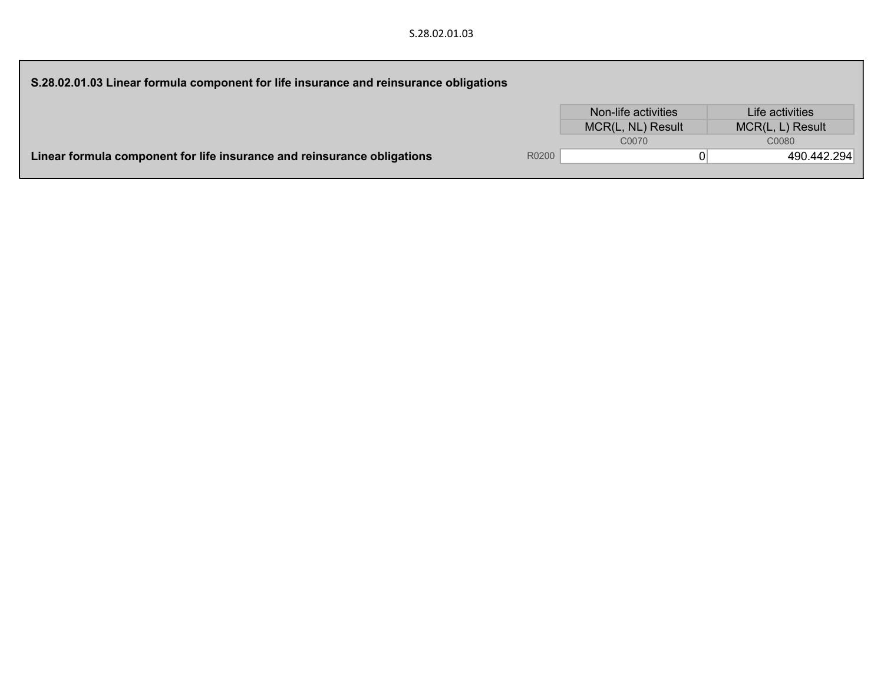## S.28.02.01.03 Linear formula component for life insurance and reinsurance obligations

| | | Non-life activities | Life activities |
|---|---|---|---|
| | | MCR(L, NL) Result | MCR(L, L) Result |
| | | C0070 | C0080 |
| **Linear formula component for life insurance and reinsurance obligations** | R0200 | 0 | 490.442.294 |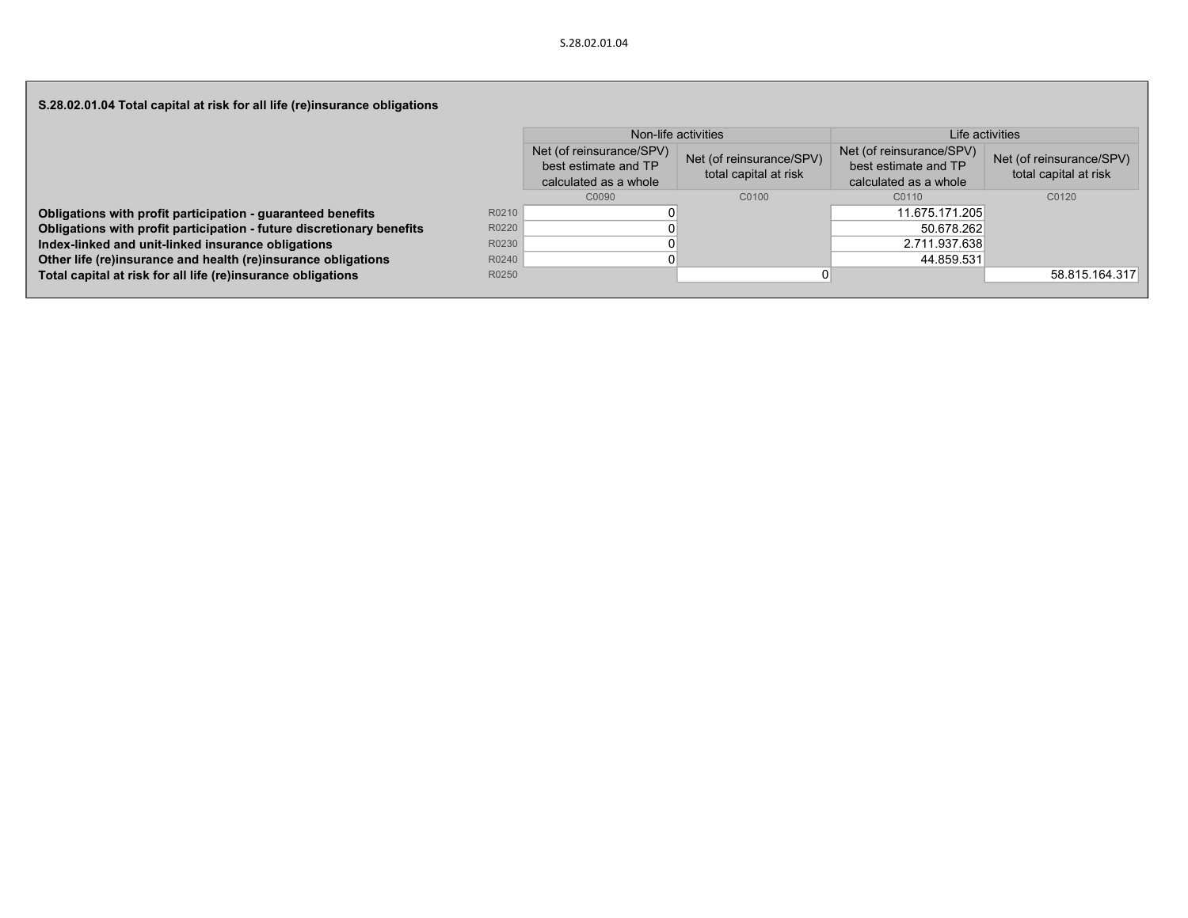### S.28.02.01.04 Total capital at risk for all life (re)insurance obligations

| | | Non-life activities | | Life activities | |
|---|---|---|---|---|---|
| | | Net (of reinsurance/SPV) best estimate and TP calculated as a whole | Net (of reinsurance/SPV) total capital at risk | Net (of reinsurance/SPV) best estimate and TP calculated as a whole | Net (of reinsurance/SPV) total capital at risk |
| | | C0090 | C0100 | C0110 | C0120 |
| **Obligations with profit participation - guaranteed benefits** | R0210 | 0 | | 11.675.171.205 | |
| **Obligations with profit participation - future discretionary benefits** | R0220 | 0 | | 50.678.262 | |
| **Index-linked and unit-linked insurance obligations** | R0230 | 0 | | 2.711.937.638 | |
| **Other life (re)insurance and health (re)insurance obligations** | R0240 | 0 | | 44.859.531 | |
| **Total capital at risk for all life (re)insurance obligations** | R0250 | | 0 | | 58.815.164.317 |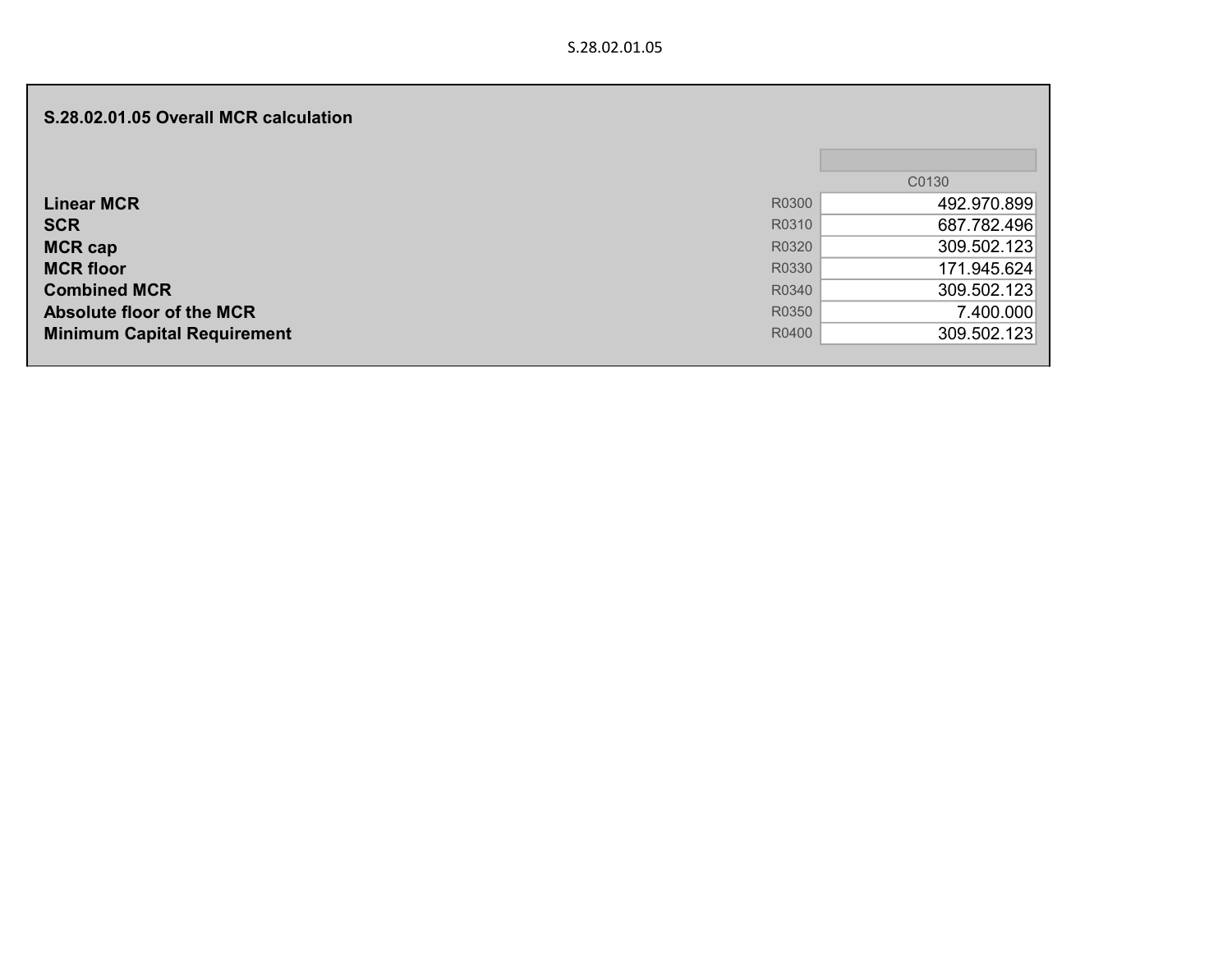### S.28.02.01.05 Overall MCR calculation

| | | C0130 |
|---|---|---|
| **Linear MCR** | R0300 | 492.970.899 |
| **SCR** | R0310 | 687.782.496 |
| **MCR cap** | R0320 | 309.502.123 |
| **MCR floor** | R0330 | 171.945.624 |
| **Combined MCR** | R0340 | 309.502.123 |
| **Absolute floor of the MCR** | R0350 | 7.400.000 |
| **Minimum Capital Requirement** | R0400 | 309.502.123 |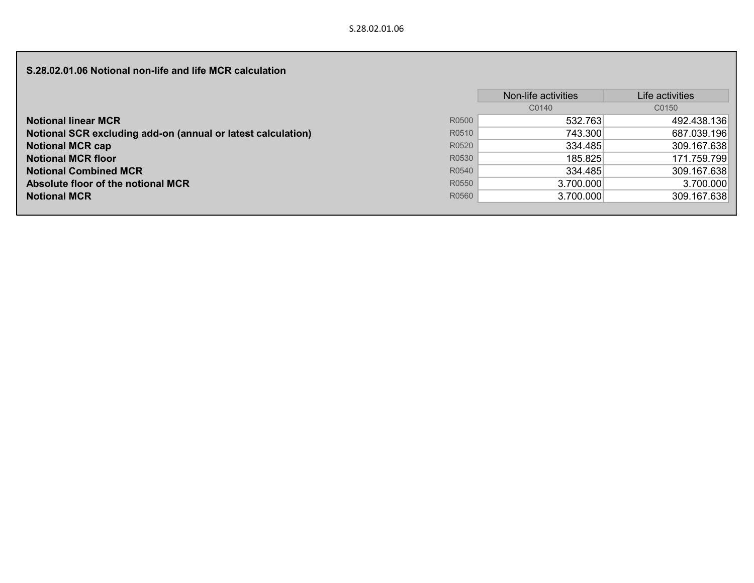S.28.02.01.06

## S.28.02.01.06 Notional non-life and life MCR calculation

| | | Non-life activities | Life activities |
|---|---|---|---|
| | | C0140 | C0150 |
| **Notional linear MCR** | R0500 | 532.763 | 492.438.136 |
| **Notional SCR excluding add-on (annual or latest calculation)** | R0510 | 743.300 | 687.039.196 |
| **Notional MCR cap** | R0520 | 334.485 | 309.167.638 |
| **Notional MCR floor** | R0530 | 185.825 | 171.759.799 |
| **Notional Combined MCR** | R0540 | 334.485 | 309.167.638 |
| **Absolute floor of the notional MCR** | R0550 | 3.700.000 | 3.700.000 |
| **Notional MCR** | R0560 | 3.700.000 | 309.167.638 |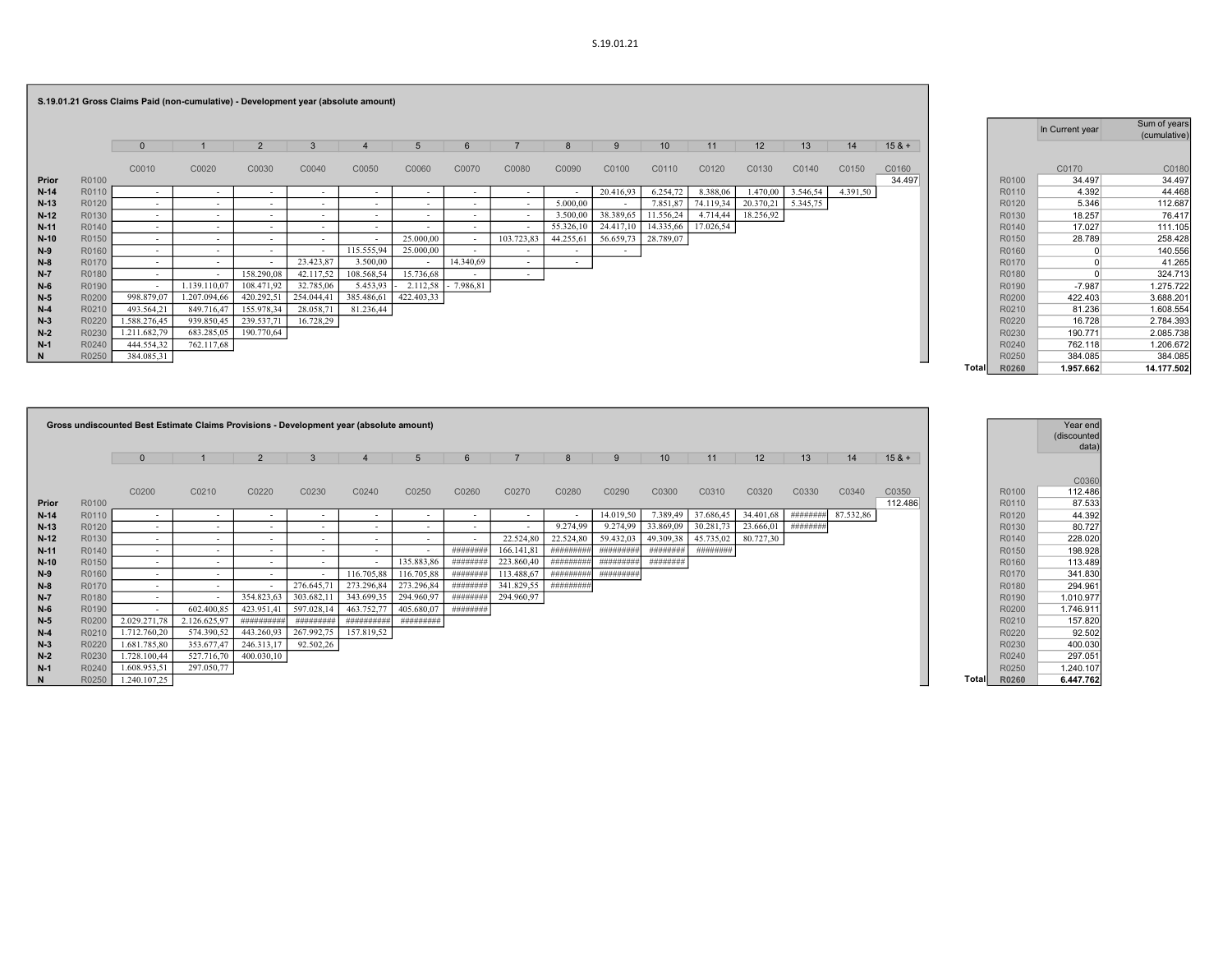S.19.01.21

**S.19.01.21 Gross Claims Paid (non-cumulative) - Development year (absolute amount)**

| | | 0 | 1 | 2 | 3 | 4 | 5 | 6 | 7 | 8 | 9 | 10 | 11 | 12 | 13 | 14 | 15 & + |
|---|---|---|---|---|---|---|---|---|---|---|---|---|---|---|---|---|---|
| | | C0010 | C0020 | C0030 | C0040 | C0050 | C0060 | C0070 | C0080 | C0090 | C0100 | C0110 | C0120 | C0130 | C0140 | C0150 | C0160 |
| Prior | R0100 | | | | | | | | | | | | | | | | 34.497 |
| N-14 | R0110 | - | - | - | - | - | - | - | - | - | 20.416,93 | 6.254,72 | 8.388,06 | 1.470,00 | 3.546,54 | 4.391,50 | |
| N-13 | R0120 | - | - | - | - | - | - | - | - | 5.000,00 | - | 7.851,87 | 74.119,34 | 20.370,21 | 5.345,75 | | |
| N-12 | R0130 | - | - | - | - | - | - | - | - | 3.500,00 | 38.389,65 | 11.556,24 | 4.714,44 | 18.256,92 | | | |
| N-11 | R0140 | - | - | - | - | - | - | - | - | 55.326,10 | 24.417,10 | 14.335,66 | 17.026,54 | | | | |
| N-10 | R0150 | - | - | - | - | - | 25.000,00 | - | 103.723,83 | 44.255,61 | 56.659,73 | 28.789,07 | | | | | |
| N-9 | R0160 | - | - | - | - | 115.555,94 | 25.000,00 | - | - | - | - | | | | | | |
| N-8 | R0170 | - | - | - | 23.423,87 | 3.500,00 | - | 14.340,69 | - | - | | | | | | | |
| N-7 | R0180 | - | - | 158.290,08 | 42.117,52 | 108.568,54 | 15.736,68 | - | - | | | | | | | | |
| N-6 | R0190 | - | 1.139.110,07 | 108.471,92 | 32.785,06 | 5.453,93 | - 2.112,58 | - 7.986,81 | | | | | | | | | |
| N-5 | R0200 | 998.879,07 | 1.207.094,66 | 420.292,51 | 254.044,41 | 385.486,61 | 422.403,33 | | | | | | | | | | |
| N-4 | R0210 | 493.564,21 | 849.716,47 | 155.978,34 | 28.058,71 | 81.236,44 | | | | | | | | | | | |
| N-3 | R0220 | 1.588.276,45 | 939.850,45 | 239.537,71 | 16.728,29 | | | | | | | | | | | | |
| N-2 | R0230 | 1.211.682,79 | 683.285,05 | 190.770,64 | | | | | | | | | | | | | |
| N-1 | R0240 | 444.554,32 | 762.117,68 | | | | | | | | | | | | | | |
| N | R0250 | 384.085,31 | | | | | | | | | | | | | | | |

| | | In Current year | Sum of years (cumulative) |
|---|---|---|---|
| | | C0170 | C0180 |
| | R0100 | 34.497 | 34.497 |
| | R0110 | 4.392 | 44.468 |
| | R0120 | 5.346 | 112.687 |
| | R0130 | 18.257 | 76.417 |
| | R0140 | 17.027 | 111.105 |
| | R0150 | 28.789 | 258.428 |
| | R0160 | 0 | 140.556 |
| | R0170 | 0 | 41.265 |
| | R0180 | 0 | 324.713 |
| | R0190 | -7.987 | 1.275.722 |
| | R0200 | 422.403 | 3.688.201 |
| | R0210 | 81.236 | 1.608.554 |
| | R0220 | 16.728 | 2.784.393 |
| | R0230 | 190.771 | 2.085.738 |
| | R0240 | 762.118 | 1.206.672 |
| | R0250 | 384.085 | 384.085 |
| Total | R0260 | 1.957.662 | 14.177.502 |

**Gross undiscounted Best Estimate Claims Provisions - Development year (absolute amount)**

| | | 0 | 1 | 2 | 3 | 4 | 5 | 6 | 7 | 8 | 9 | 10 | 11 | 12 | 13 | 14 | 15 & + |
|---|---|---|---|---|---|---|---|---|---|---|---|---|---|---|---|---|---|
| | | C0200 | C0210 | C0220 | C0230 | C0240 | C0250 | C0260 | C0270 | C0280 | C0290 | C0300 | C0310 | C0320 | C0330 | C0340 | C0350 |
| Prior | R0100 | | | | | | | | | | | | | | | | 112.486 |
| N-14 | R0110 | - | - | - | - | - | - | - | - | - | 14.019,50 | 7.389,49 | 37.686,45 | 34.401,68 | ######## | 87.532,86 | |
| N-13 | R0120 | - | - | - | - | - | - | - | - | 9.274,99 | 9.274,99 | 33.869,09 | 30.281,73 | 23.666,01 | ######## | | |
| N-12 | R0130 | - | - | - | - | - | - | - | 22.524,80 | 22.524,80 | 59.432,03 | 49.309,38 | 45.735,02 | 80.727,30 | | | |
| N-11 | R0140 | - | - | - | - | - | - | ######## | 166.141,81 | ######### | ######### | ######## | ######## | | | | |
| N-10 | R0150 | - | - | - | - | - | 135.883,86 | ######## | 223.860,40 | ######### | ######### | ######## | | | | | |
| N-9 | R0160 | - | - | - | - | 116.705,88 | 116.705,88 | ######## | 113.488,67 | ######### | ######### | | | | | | |
| N-8 | R0170 | - | - | - | 276.645,71 | 273.296,84 | 273.296,84 | ######## | 341.829,55 | ######### | | | | | | | |
| N-7 | R0180 | - | - | 354.823,63 | 303.682,11 | 343.699,35 | 294.960,97 | ######## | 294.960,97 | | | | | | | | |
| N-6 | R0190 | - | 602.400,85 | 423.951,41 | 597.028,14 | 463.752,77 | 405.680,07 | ######## | | | | | | | | | |
| N-5 | R0200 | 2.029.271,78 | 2.126.625,97 | ########## | ######### | ########## | ######### | | | | | | | | | | |
| N-4 | R0210 | 1.712.760,20 | 574.390,52 | 443.260,93 | 267.992,75 | 157.819,52 | | | | | | | | | | | |
| N-3 | R0220 | 1.681.785,80 | 353.677,47 | 246.313,17 | 92.502,26 | | | | | | | | | | | | |
| N-2 | R0230 | 1.728.100,44 | 527.716,70 | 400.030,10 | | | | | | | | | | | | | |
| N-1 | R0240 | 1.608.953,51 | 297.050,77 | | | | | | | | | | | | | | |
| N | R0250 | 1.240.107,25 | | | | | | | | | | | | | | | |

| | | Year end (discounted data) |
|---|---|---|
| | | C0360 |
| | R0100 | 112.486 |
| | R0110 | 87.533 |
| | R0120 | 44.392 |
| | R0130 | 80.727 |
| | R0140 | 228.020 |
| | R0150 | 198.928 |
| | R0160 | 113.489 |
| | R0170 | 341.830 |
| | R0180 | 294.961 |
| | R0190 | 1.010.977 |
| | R0200 | 1.746.911 |
| | R0210 | 157.820 |
| | R0220 | 92.502 |
| | R0230 | 400.030 |
| | R0240 | 297.051 |
| | R0250 | 1.240.107 |
| Total | R0260 | 6.447.762 |